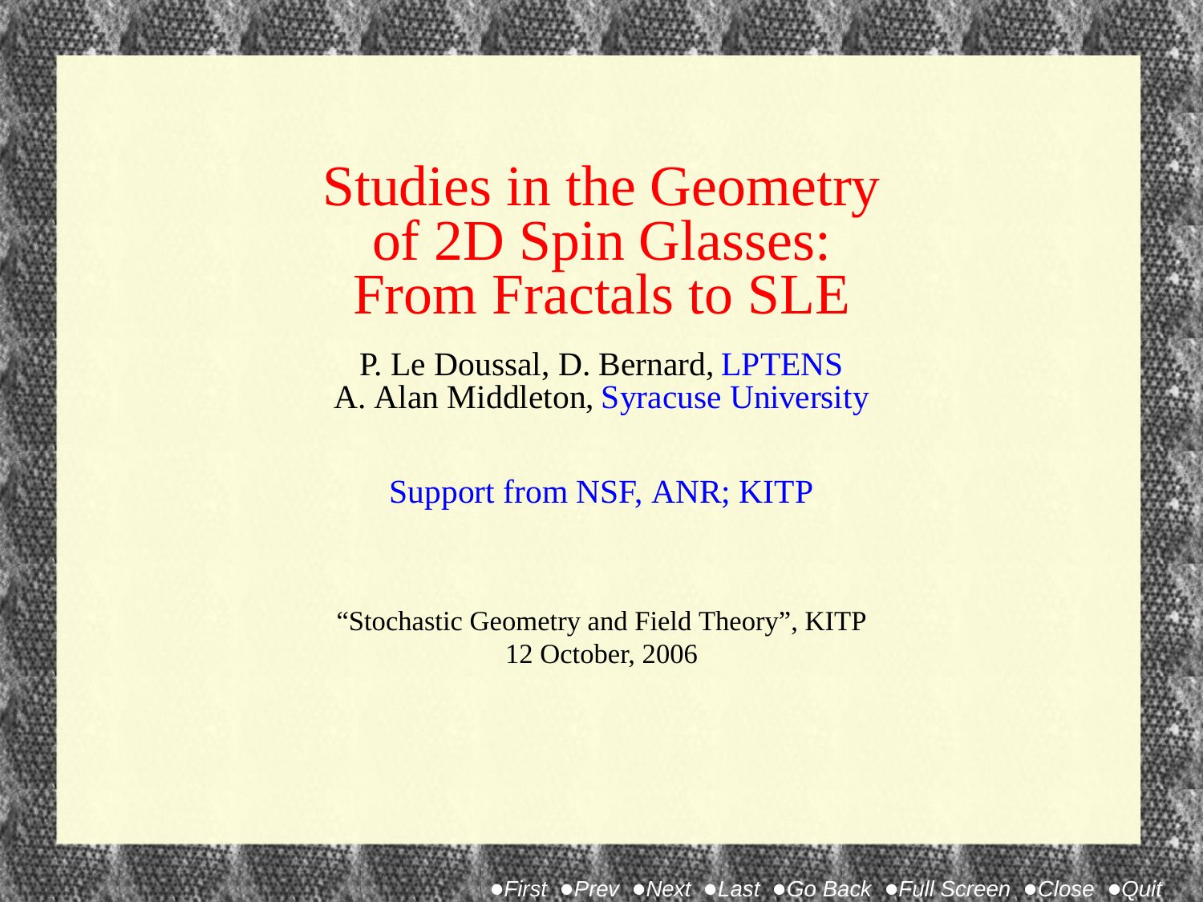# Studies in the Geometry of 2D Spin Glasses: From Fractals to SLE

P. Le Doussal, D. Bernard, LPTENS
A. Alan Middleton, Syracuse University

Support from NSF, ANR; KITP

"Stochastic Geometry and Field Theory", KITP
12 October, 2006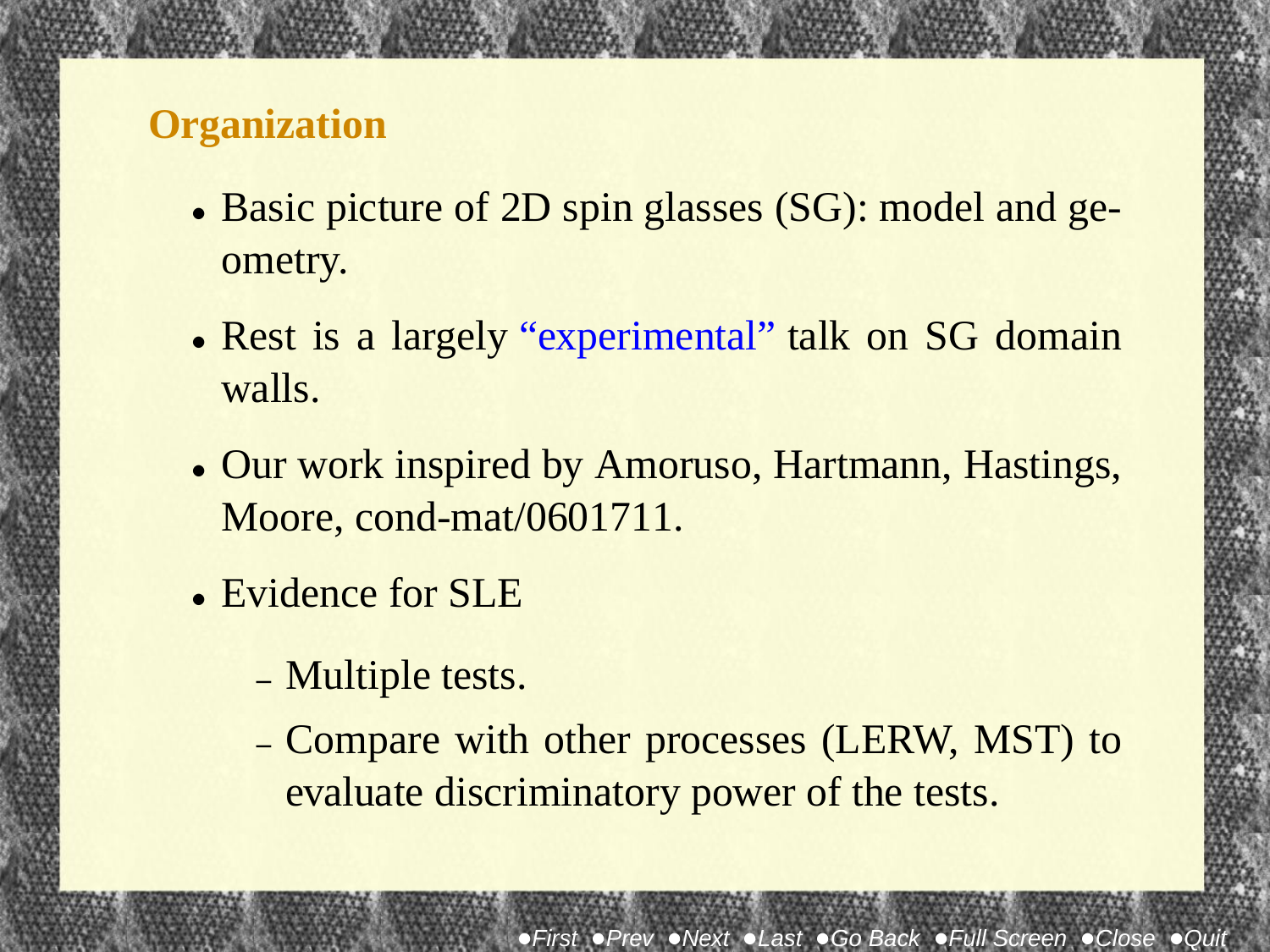## Organization

- Basic picture of 2D spin glasses (SG): model and geometry.
- Rest is a largely "experimental" talk on SG domain walls.
- Our work inspired by Amoruso, Hartmann, Hastings, Moore, cond-mat/0601711.
- Evidence for SLE
  - Multiple tests.
  - Compare with other processes (LERW, MST) to evaluate discriminatory power of the tests.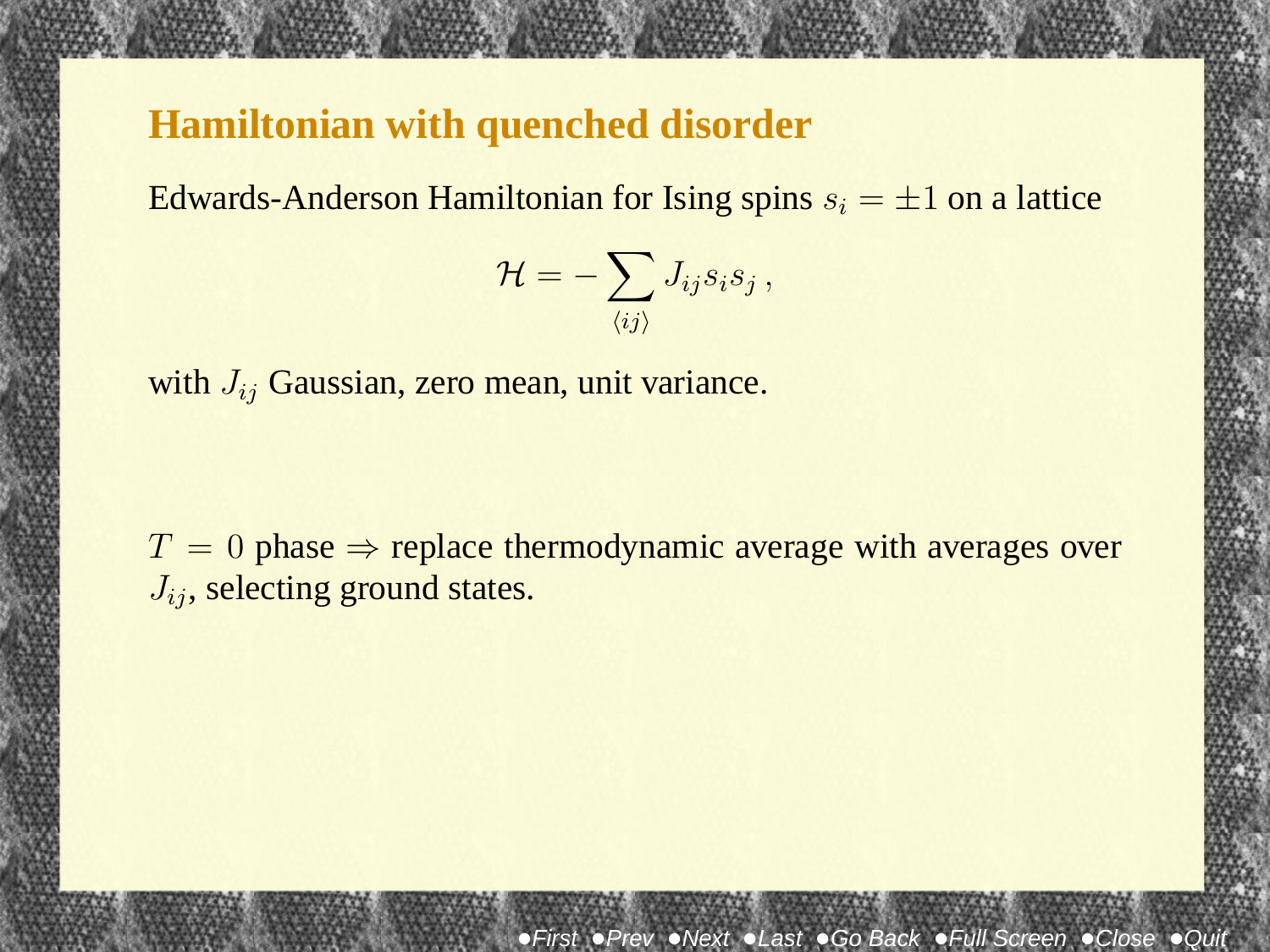## Hamiltonian with quenched disorder

Edwards-Anderson Hamiltonian for Ising spins $s_i = \pm 1$ on a lattice

$$\mathcal{H} = -\sum_{\langle ij \rangle} J_{ij} s_i s_j \, ,$$

with $J_{ij}$ Gaussian, zero mean, unit variance.

$T = 0$ phase $\Rightarrow$ replace thermodynamic average with averages over $J_{ij}$, selecting ground states.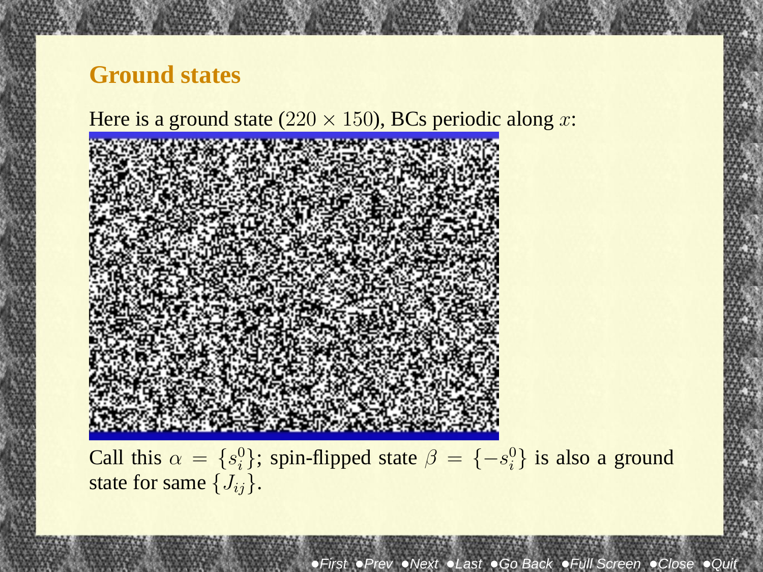## Ground states

Here is a ground state ($220 \times 150$), BCs periodic along $x$:

Call this $\alpha = \{s_i^0\}$; spin-flipped state $\beta = \{-s_i^0\}$ is also a ground state for same $\{J_{ij}\}$.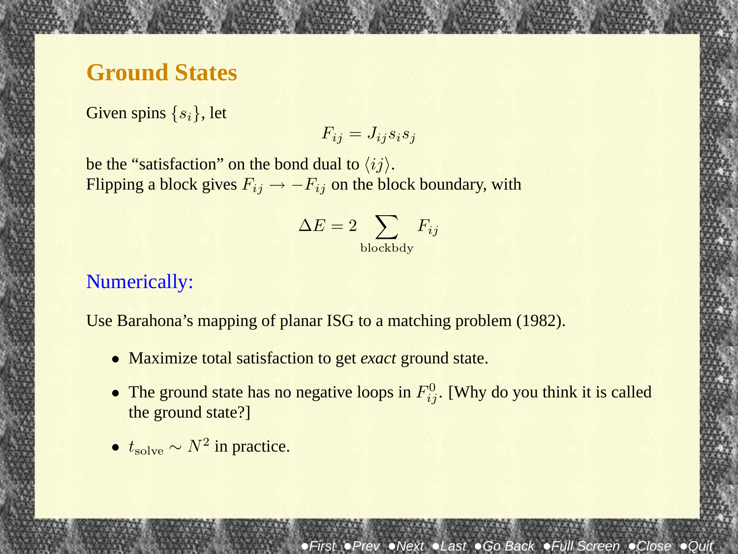# Ground States

Given spins $\{s_i\}$, let

$$F_{ij} = J_{ij} s_i s_j$$

be the "satisfaction" on the bond dual to $\langle ij \rangle$.
Flipping a block gives $F_{ij} \to -F_{ij}$ on the block boundary, with

$$\Delta E = 2 \sum_{\text{blockbdy}} F_{ij}$$

## Numerically:

Use Barahona's mapping of planar ISG to a matching problem (1982).

- Maximize total satisfaction to get *exact* ground state.
- The ground state has no negative loops in $F^0_{ij}$. [Why do you think it is called the ground state?]
- $t_{\text{solve}} \sim N^2$ in practice.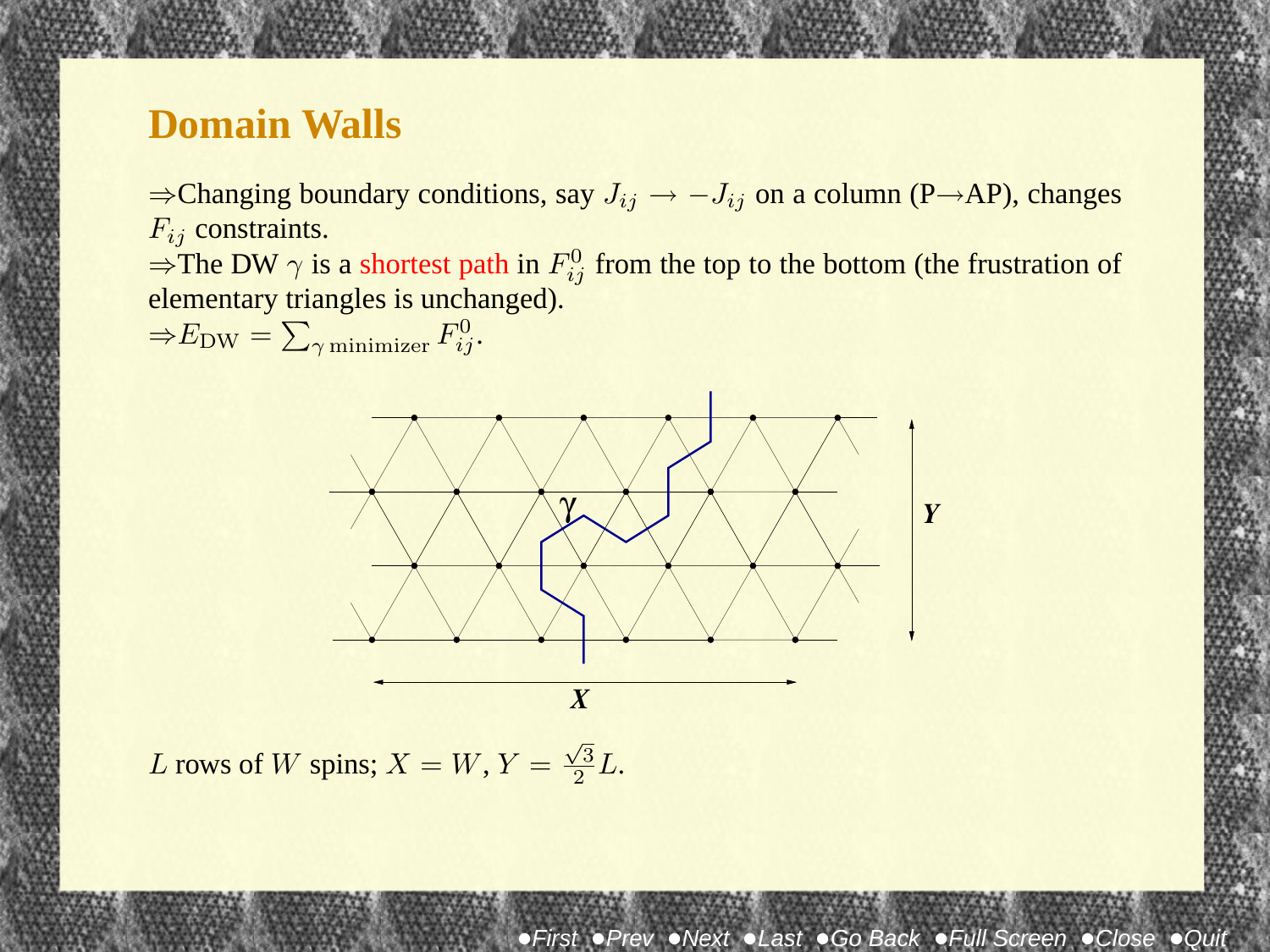# Domain Walls

⇒Changing boundary conditions, say $J_{ij} \to -J_{ij}$ on a column (P→AP), changes $F_{ij}$ constraints.

⇒The DW $\gamma$ is a shortest path in $F^0_{ij}$ from the top to the bottom (the frustration of elementary triangles is unchanged).

⇒$E_{\rm DW} = \sum_{\gamma \text{ minimizer}} F^0_{ij}$.

$L$ rows of $W$ spins; $X = W$, $Y = \frac{\sqrt{3}}{2}L$.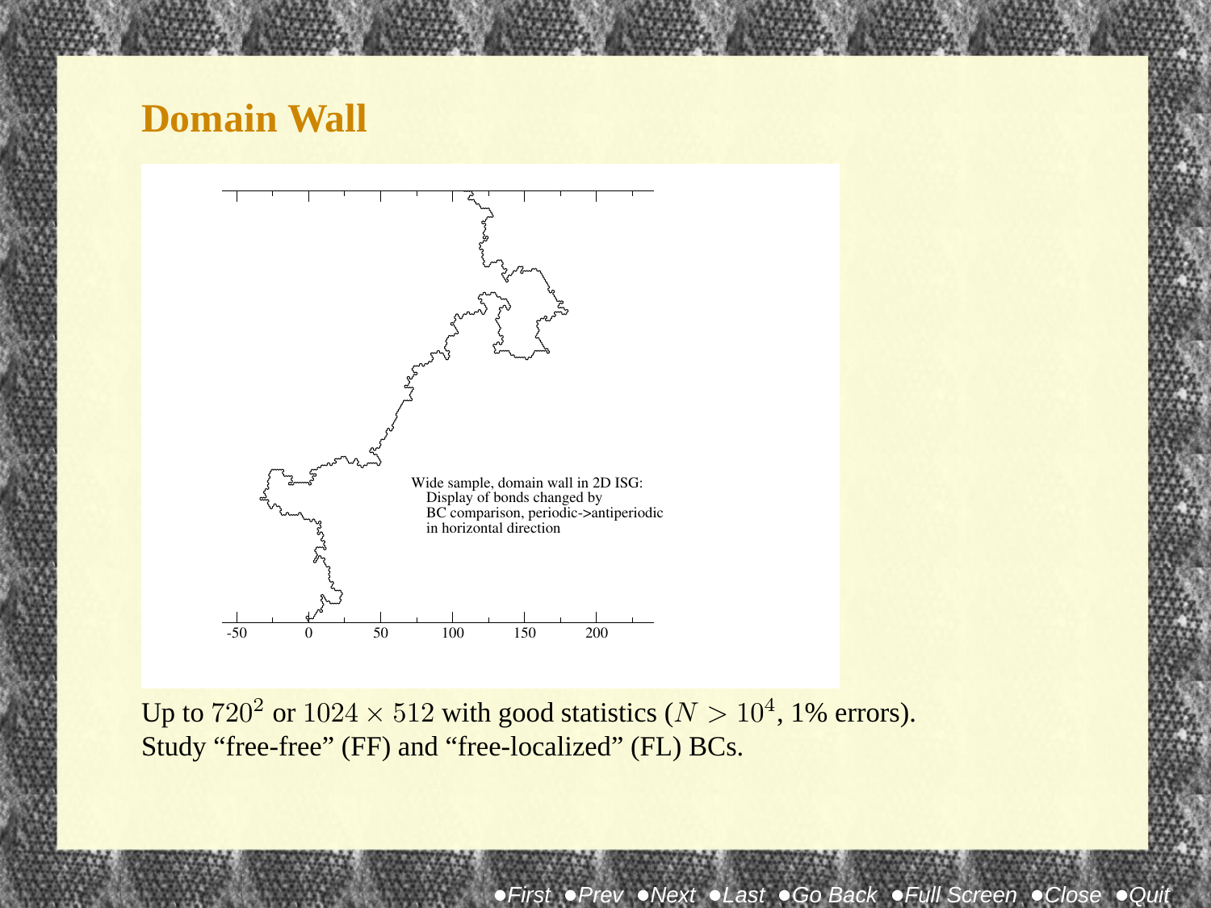## Domain Wall

Wide sample, domain wall in 2D ISG:
Display of bonds changed by
BC comparison, periodic->antiperiodic
in horizontal direction

Up to $720^2$ or $1024 \times 512$ with good statistics ($N > 10^4$, 1% errors).
Study "free-free" (FF) and "free-localized" (FL) BCs.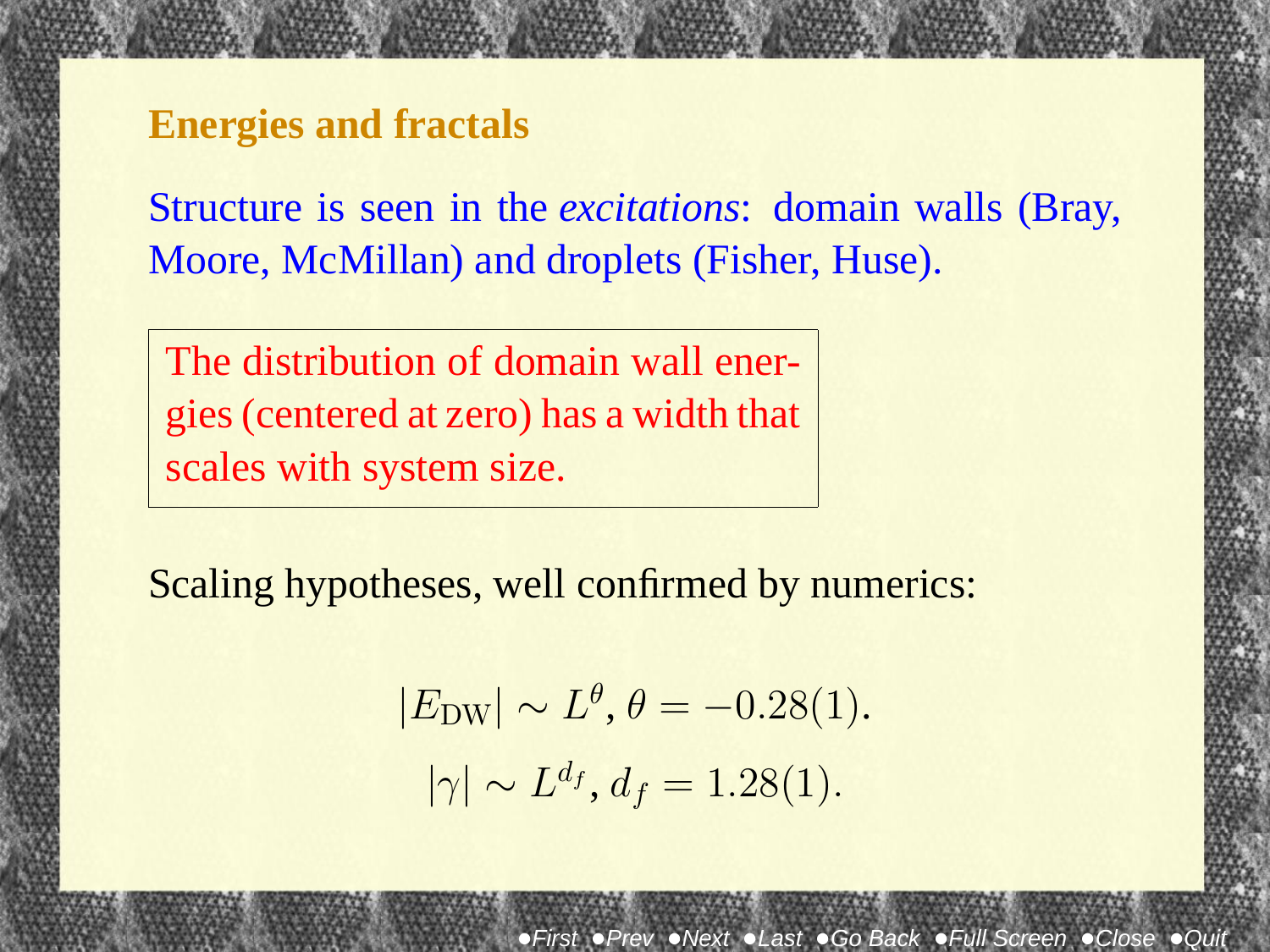## Energies and fractals

Structure is seen in the *excitations*: domain walls (Bray, Moore, McMillan) and droplets (Fisher, Huse).

The distribution of domain wall energies (centered at zero) has a width that scales with system size.

Scaling hypotheses, well confirmed by numerics:

$$|E_{\mathrm{DW}}| \sim L^{\theta}, \theta = -0.28(1).$$

$$|\gamma| \sim L^{d_f}, d_f = 1.28(1).$$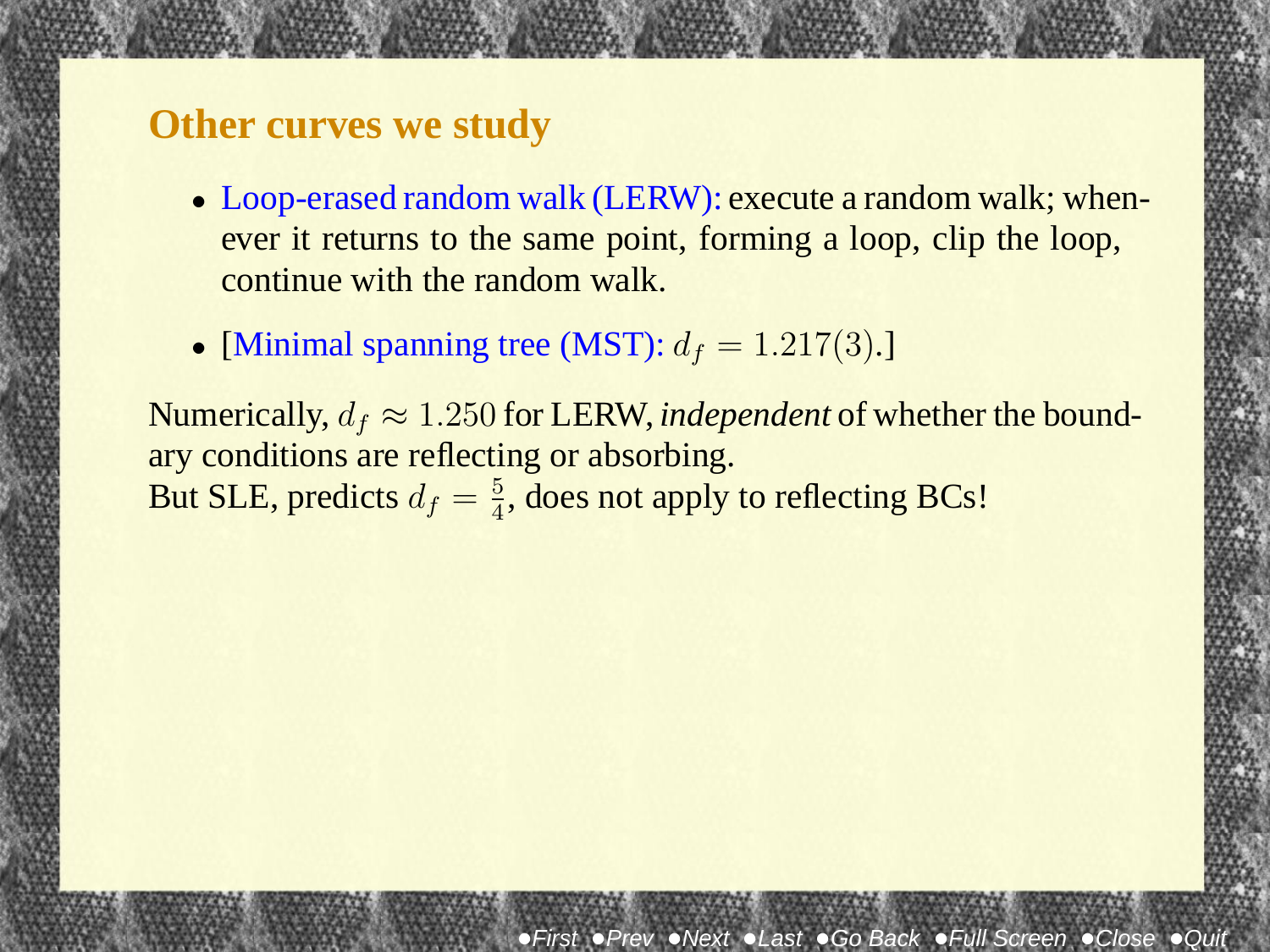## Other curves we study

- Loop-erased random walk (LERW): execute a random walk; whenever it returns to the same point, forming a loop, clip the loop, continue with the random walk.
- [Minimal spanning tree (MST): $d_f = 1.217(3)$.]

Numerically, $d_f \approx 1.250$ for LERW, *independent* of whether the boundary conditions are reflecting or absorbing.
But SLE, predicts $d_f = \frac{5}{4}$, does not apply to reflecting BCs!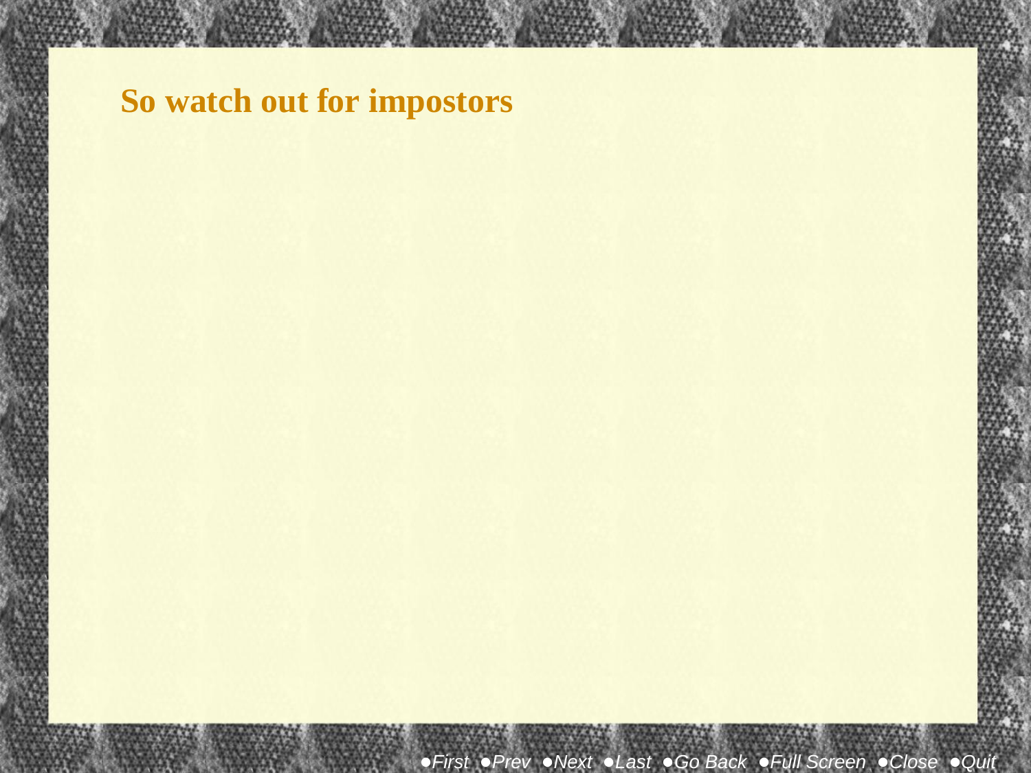# So watch out for impostors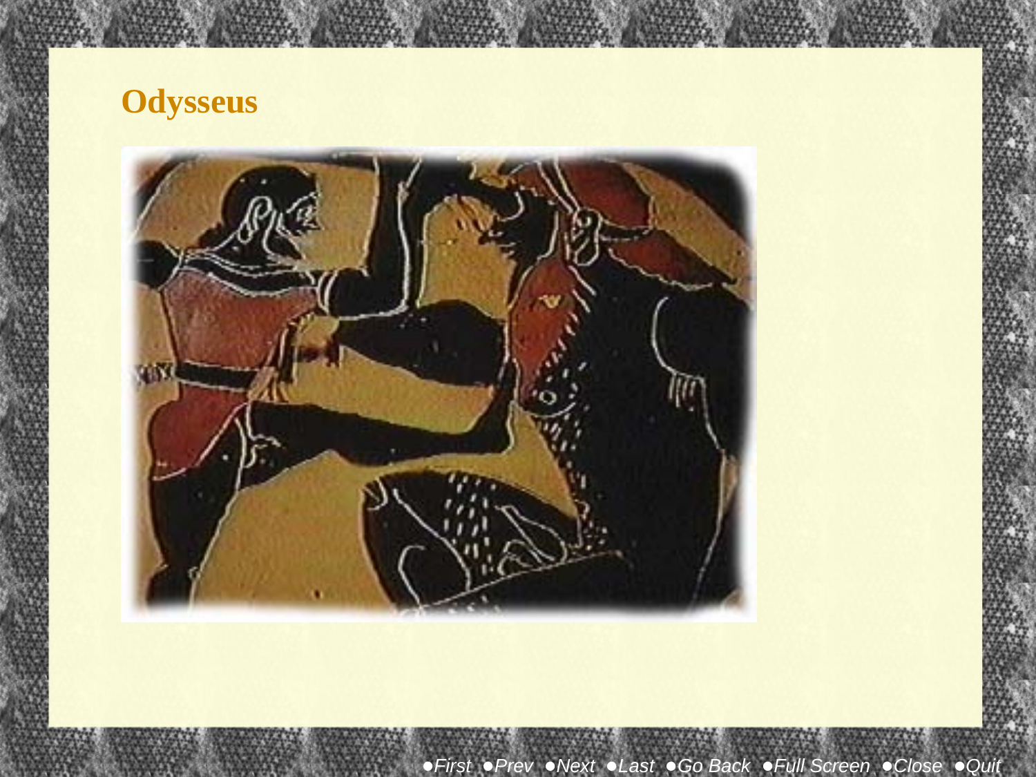# Odysseus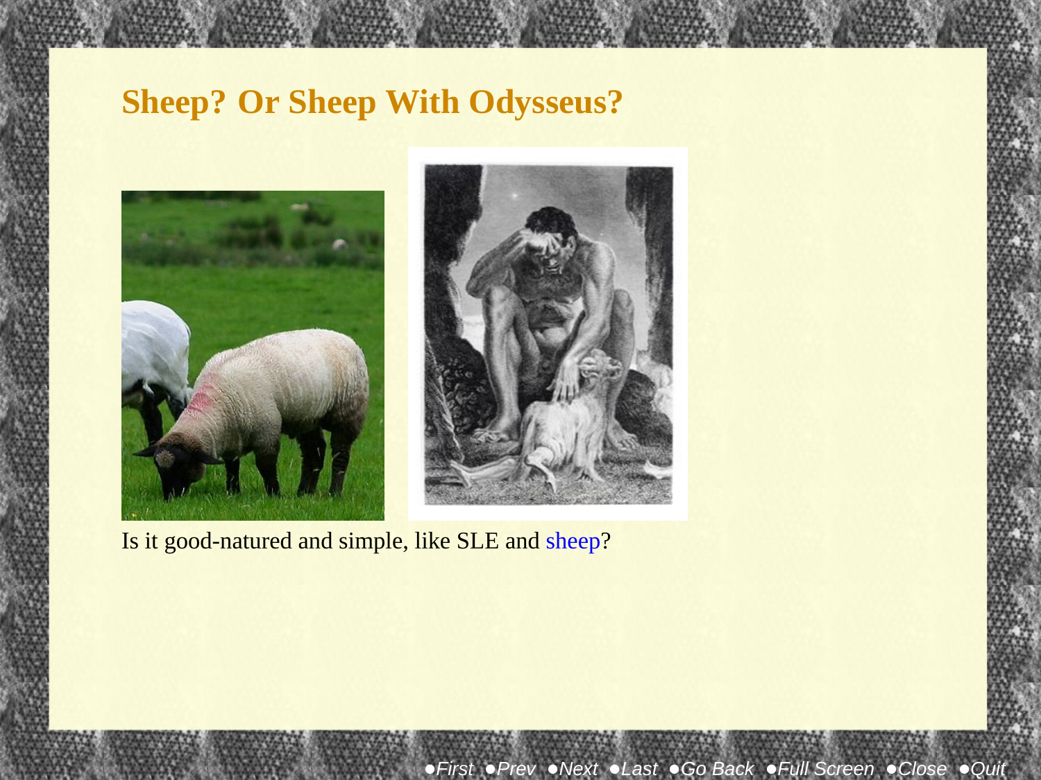# Sheep? Or Sheep With Odysseus?

Is it good-natured and simple, like SLE and sheep?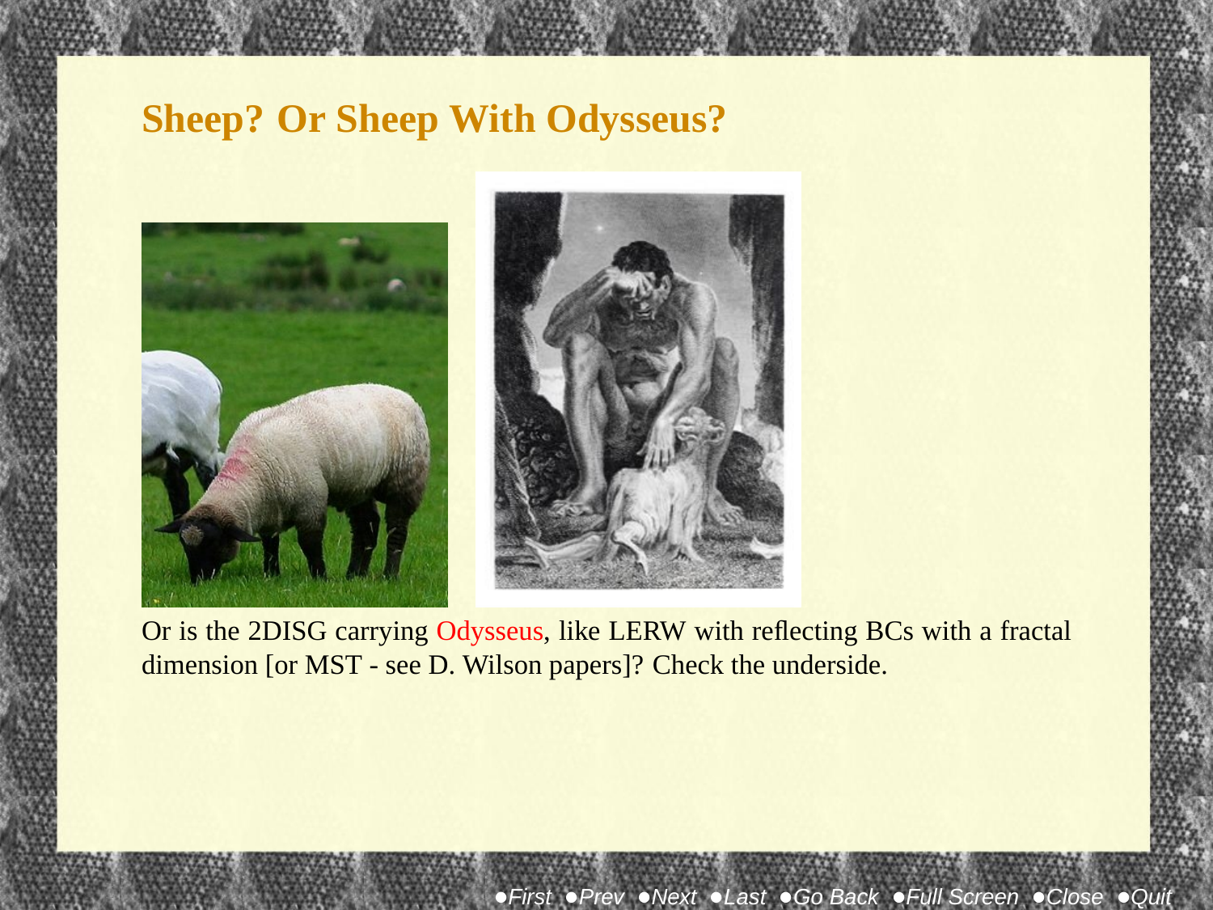# Sheep? Or Sheep With Odysseus?

Or is the 2DISG carrying Odysseus, like LERW with reflecting BCs with a fractal dimension [or MST - see D. Wilson papers]? Check the underside.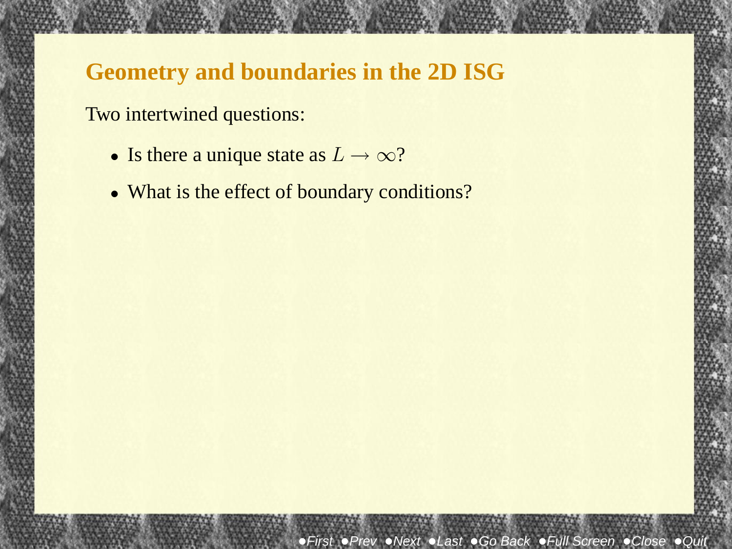## Geometry and boundaries in the 2D ISG

Two intertwined questions:

- Is there a unique state as $L \to \infty$?
- What is the effect of boundary conditions?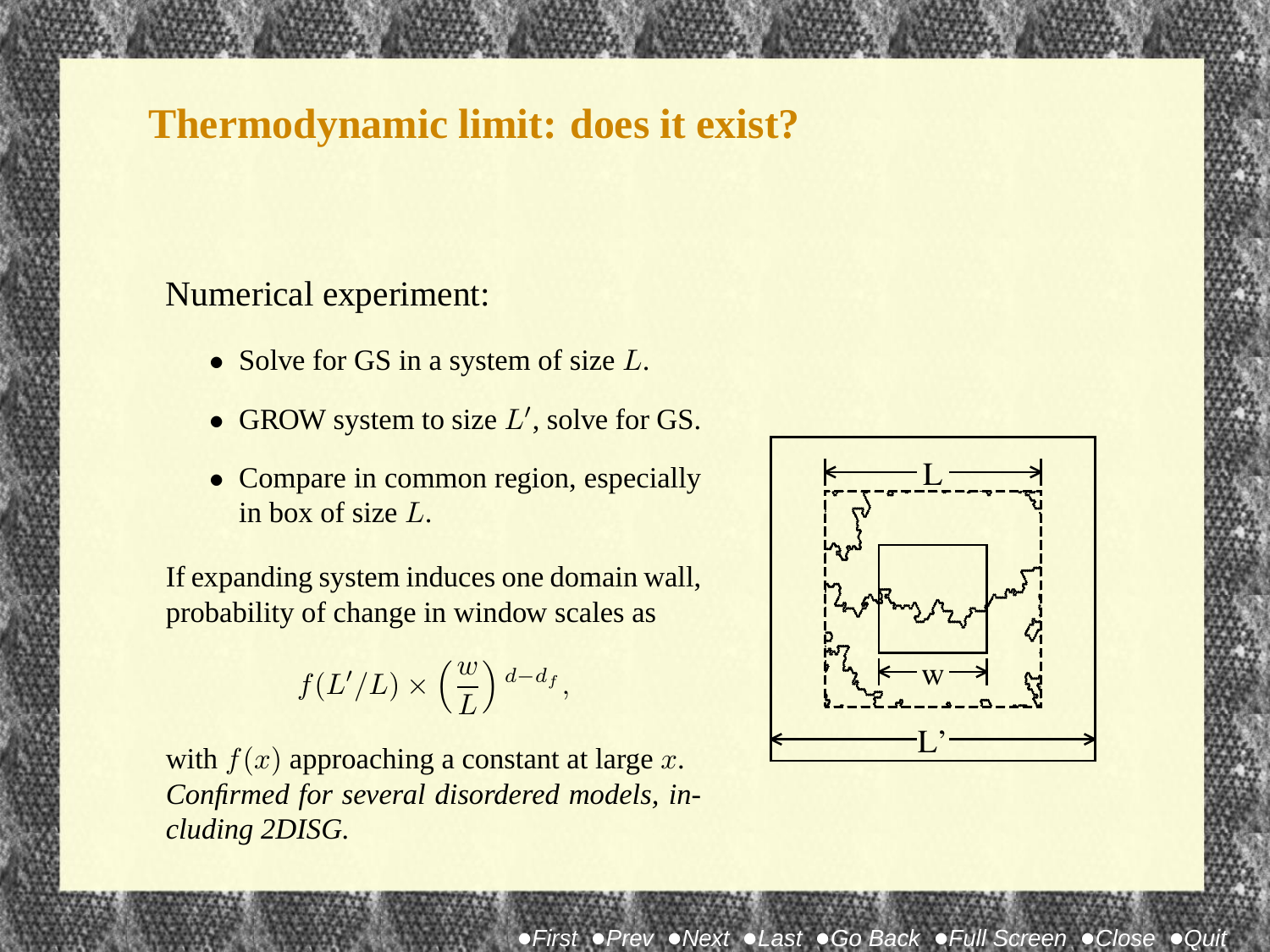# Thermodynamic limit: does it exist?

Numerical experiment:

- Solve for GS in a system of size $L$.
- GROW system to size $L'$, solve for GS.
- Compare in common region, especially in box of size $L$.

If expanding system induces one domain wall, probability of change in window scales as

$$f(L'/L) \times \left(\frac{w}{L}\right)^{d-d_f},$$

with $f(x)$ approaching a constant at large $x$. *Confirmed for several disordered models, including 2DISG.*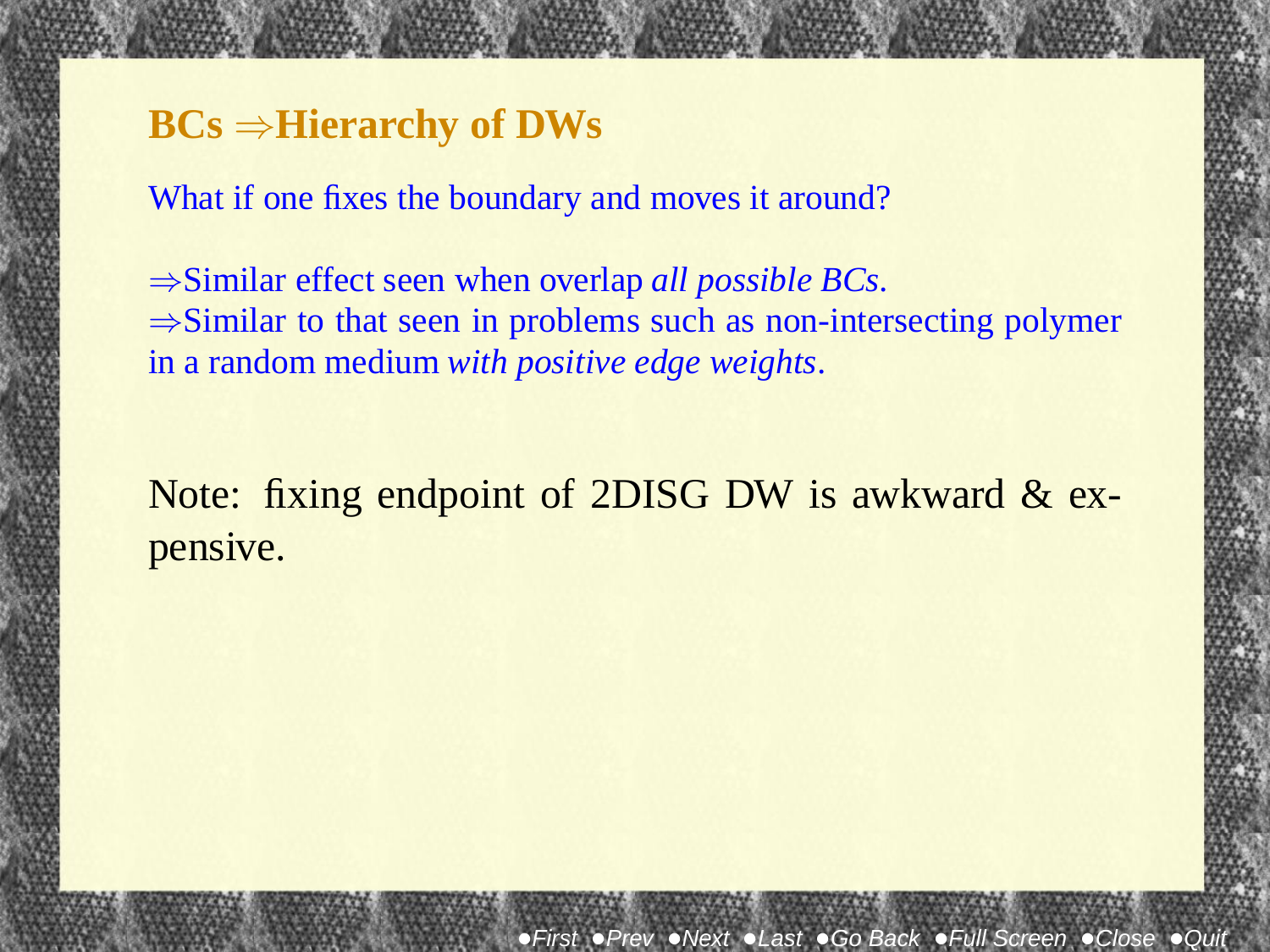## BCs ⇒Hierarchy of DWs

What if one fixes the boundary and moves it around?

⇒Similar effect seen when overlap *all possible BCs*.
⇒Similar to that seen in problems such as non-intersecting polymer in a random medium *with positive edge weights*.

Note: fixing endpoint of 2DISG DW is awkward & expensive.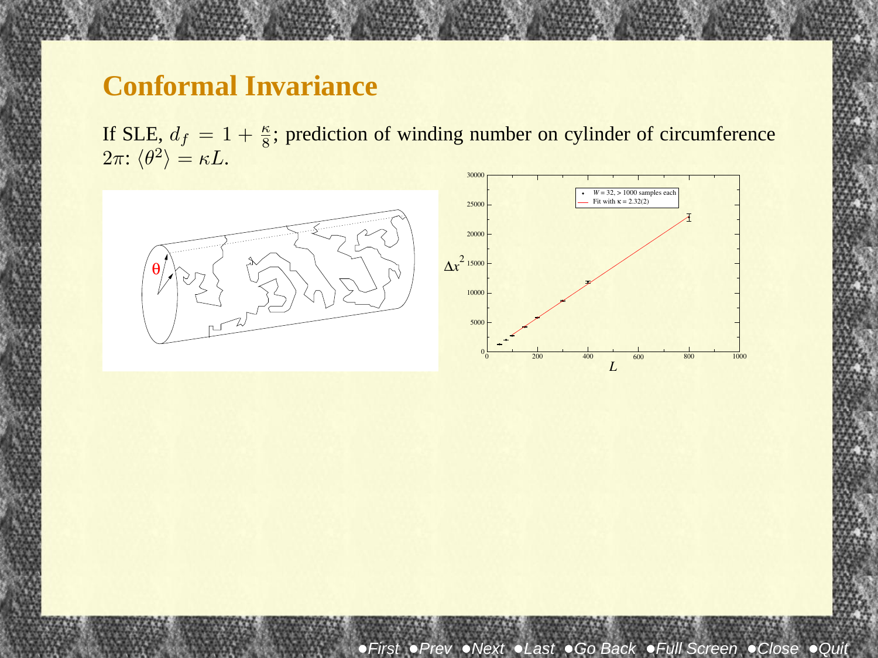# Conformal Invariance

If SLE, $d_f = 1 + \frac{\kappa}{8}$; prediction of winding number on cylinder of circumference $2\pi$: $\langle \theta^2 \rangle = \kappa L$.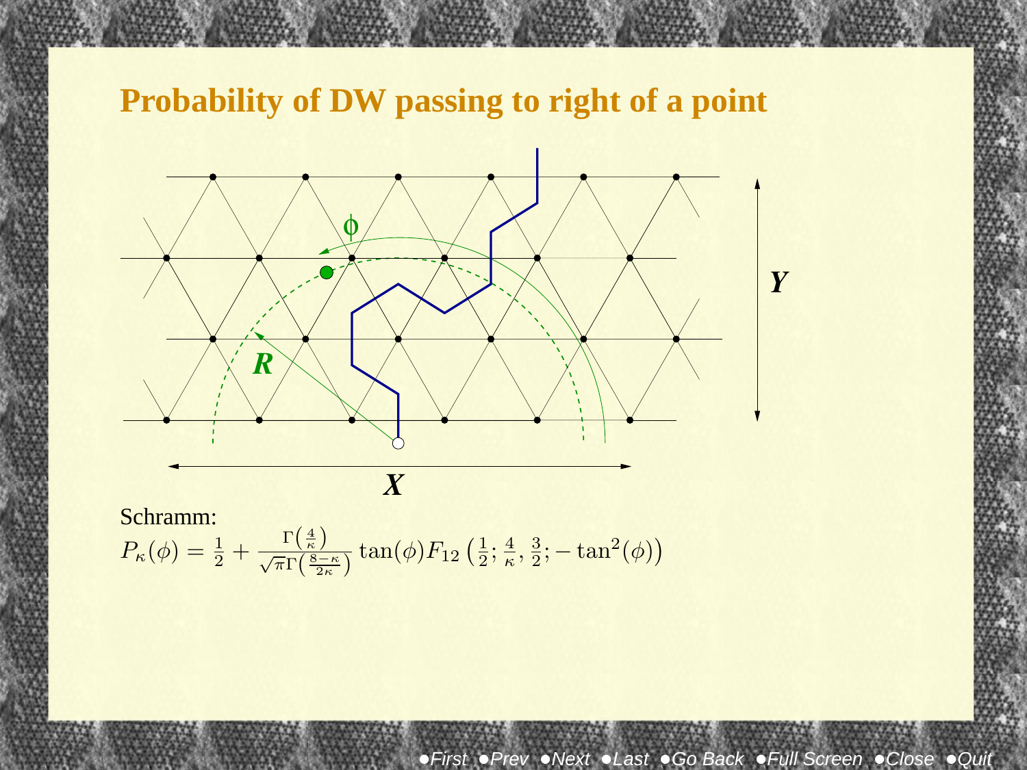# Probability of DW passing to right of a point

Schramm:

$$P_\kappa(\phi) = \frac{1}{2} + \frac{\Gamma\left(\frac{4}{\kappa}\right)}{\sqrt{\pi}\Gamma\left(\frac{8-\kappa}{2\kappa}\right)} \tan(\phi) F_{12}\left(\frac{1}{2}; \frac{4}{\kappa}, \frac{3}{2}; -\tan^2(\phi)\right)$$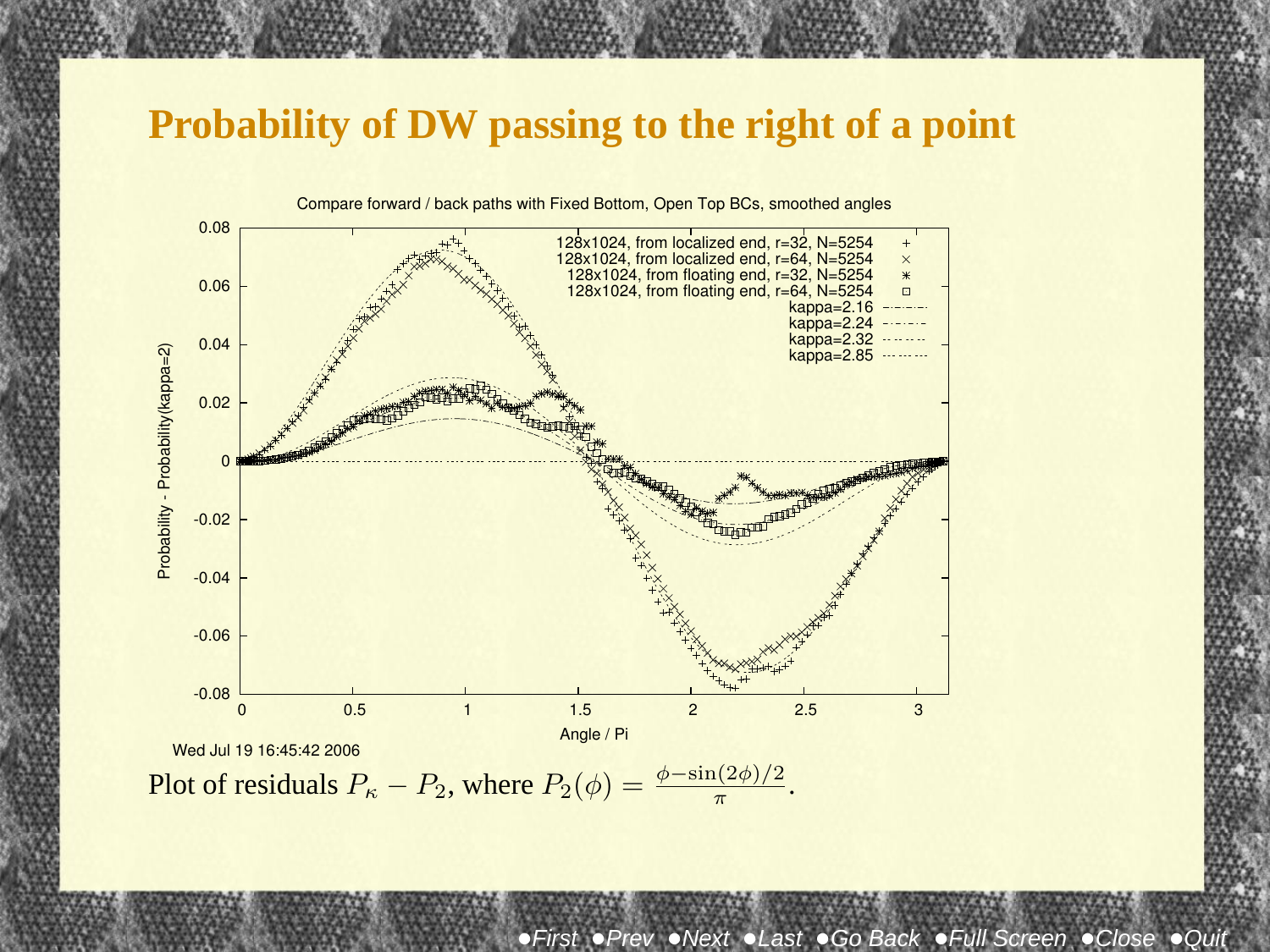# Probability of DW passing to the right of a point

Plot of residuals $P_\kappa - P_2$, where $P_2(\phi) = \frac{\phi - \sin(2\phi)/2}{\pi}$.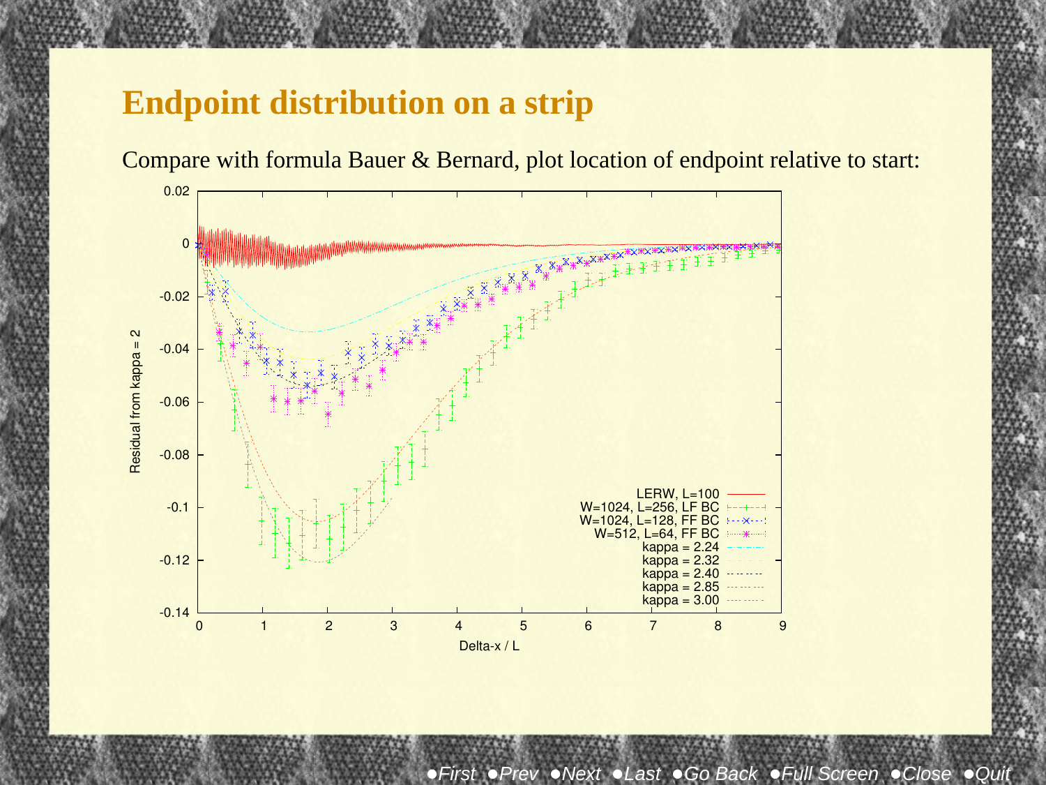# Endpoint distribution on a strip

Compare with formula Bauer & Bernard, plot location of endpoint relative to start: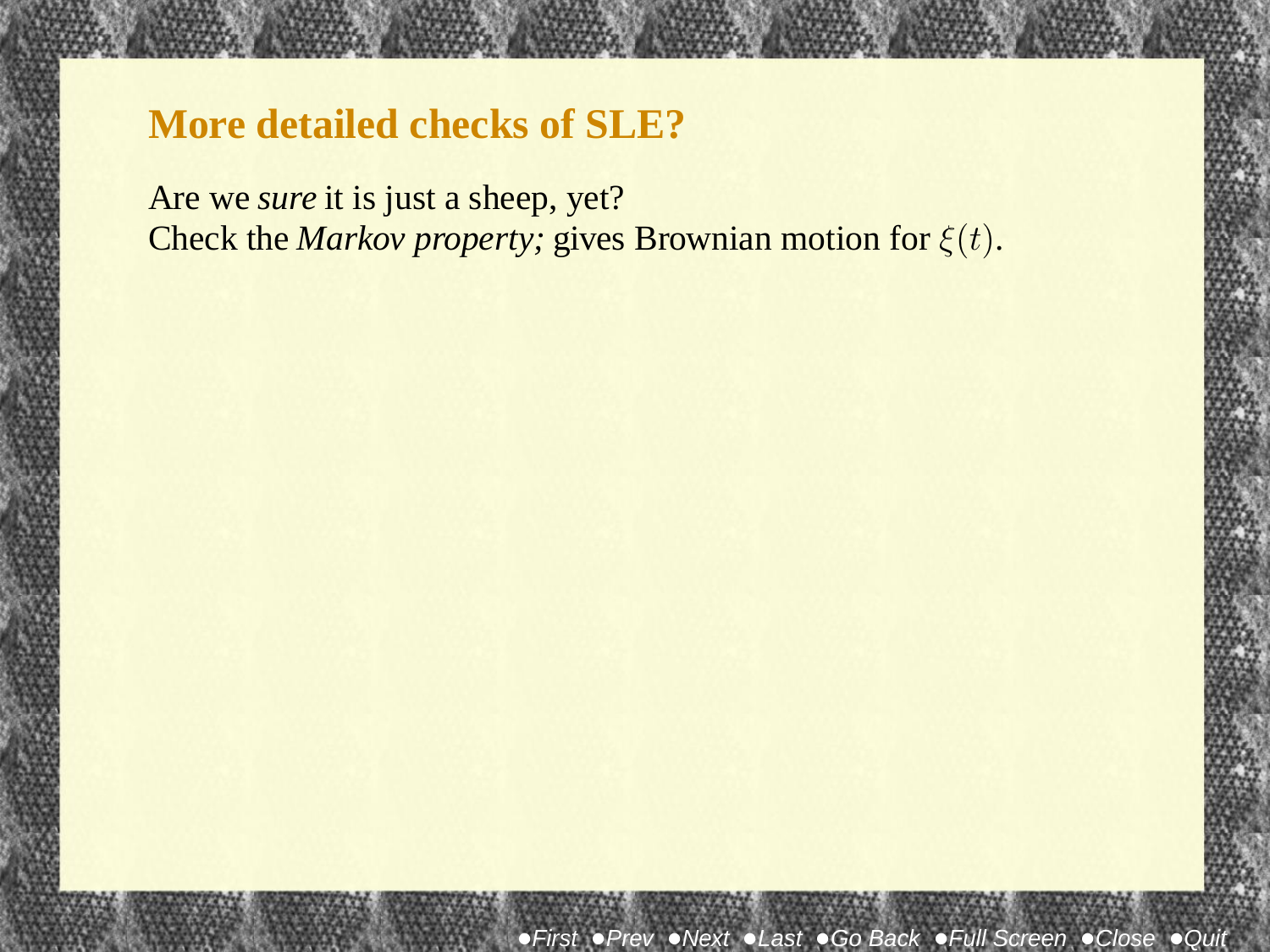## More detailed checks of SLE?

Are we *sure* it is just a sheep, yet?
Check the *Markov property;* gives Brownian motion for $\xi(t)$.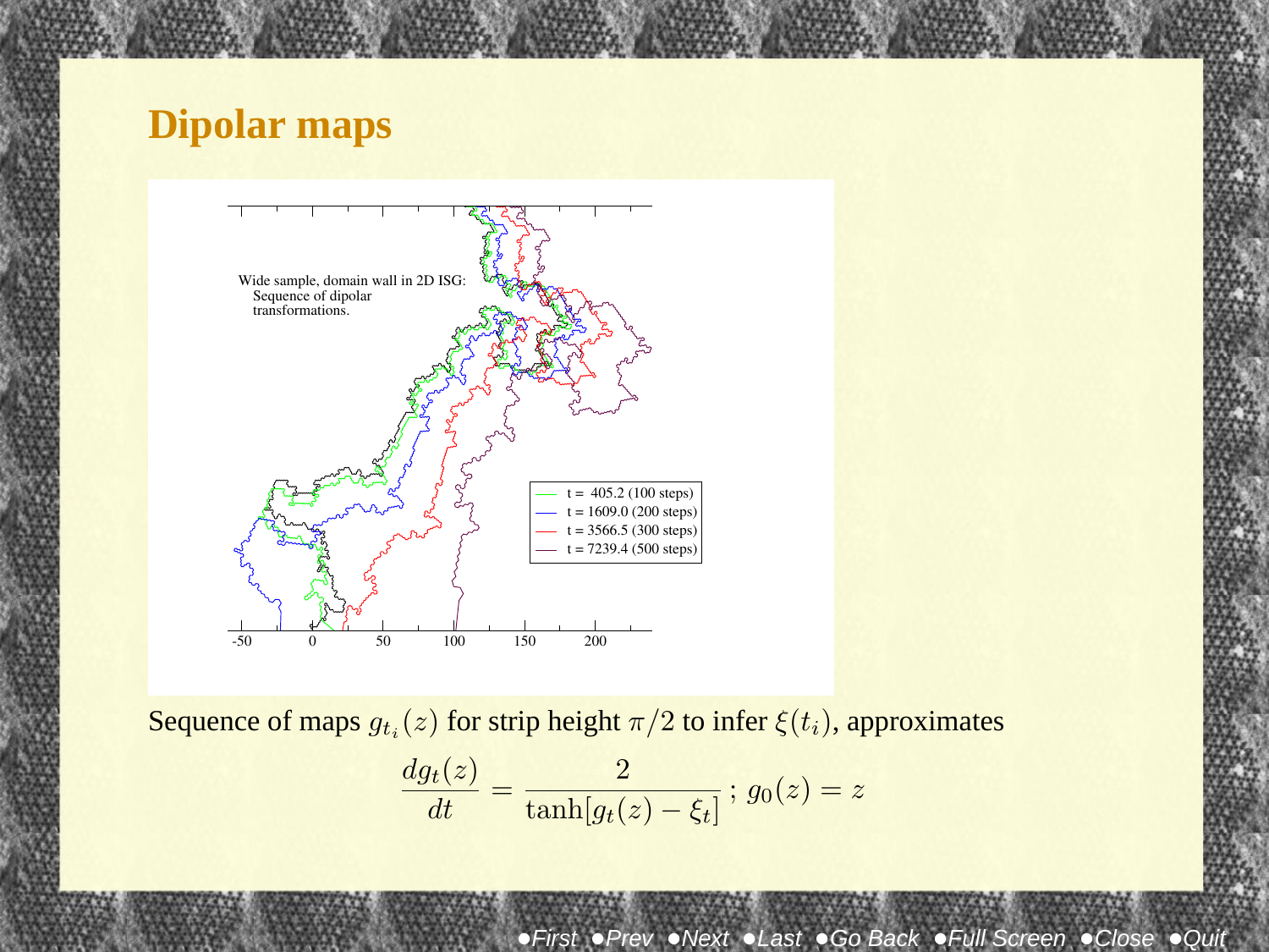# Dipolar maps

Wide sample, domain wall in 2D ISG: Sequence of dipolar transformations.

- t = 405.2 (100 steps)
- t = 1609.0 (200 steps)
- t = 3566.5 (300 steps)
- t = 7239.4 (500 steps)

Sequence of maps $g_{t_i}(z)$ for strip height $\pi/2$ to infer $\xi(t_i)$, approximates

$$\frac{dg_t(z)}{dt} = \frac{2}{\tanh[g_t(z) - \xi_t]}\; ;\; g_0(z) = z$$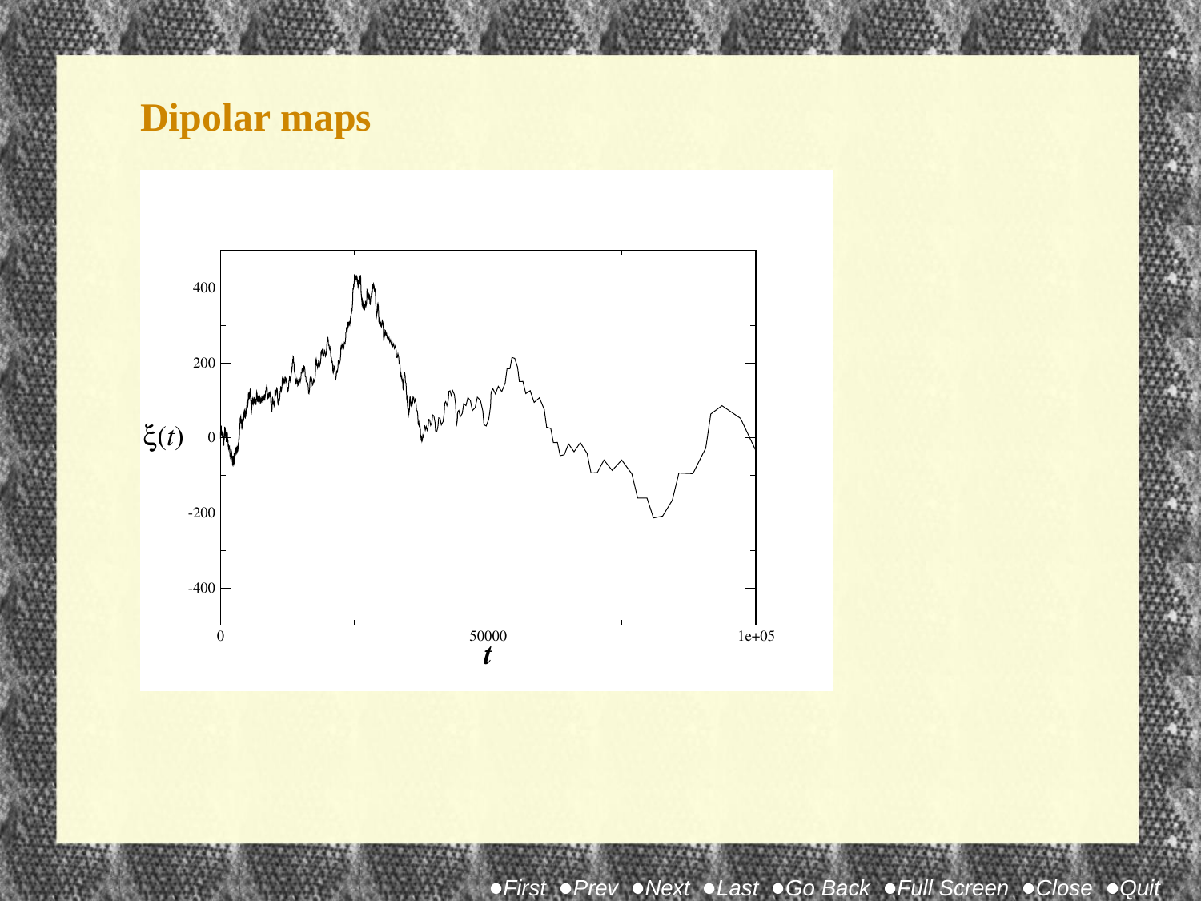# Dipolar maps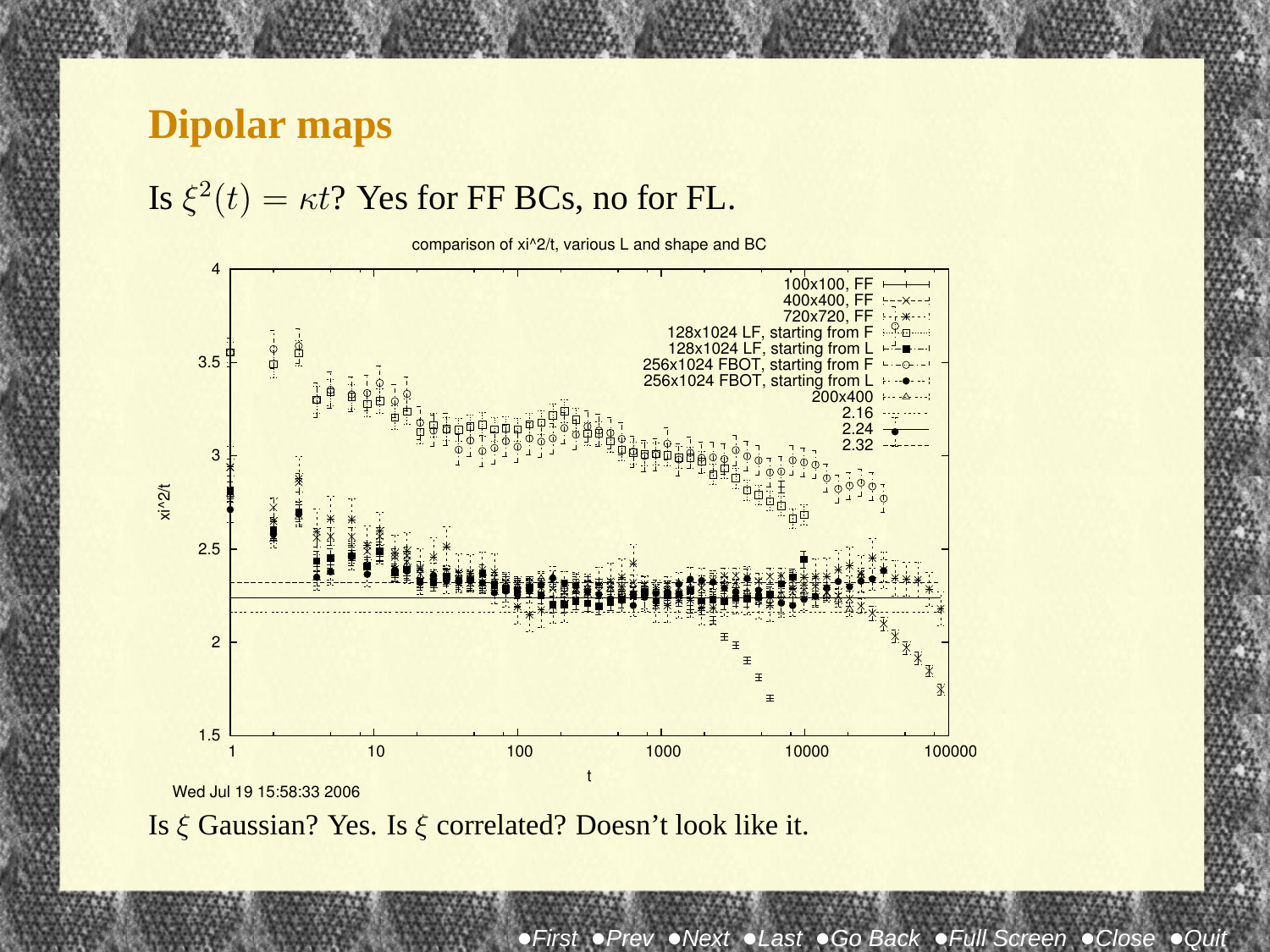# Dipolar maps

Is $\xi^2(t) = \kappa t$? Yes for FF BCs, no for FL.

Is $\xi$ Gaussian? Yes. Is $\xi$ correlated? Doesn't look like it.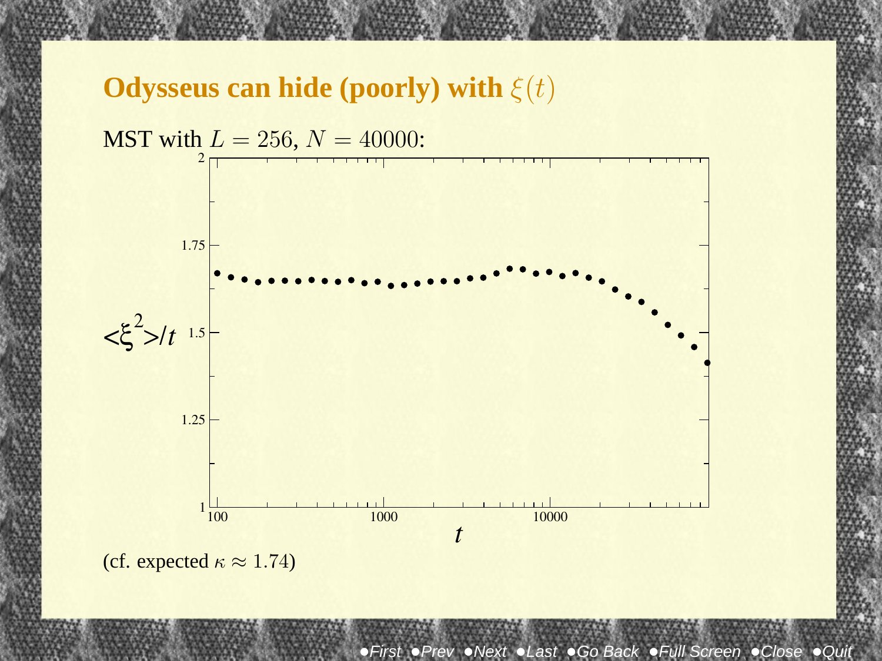## Odysseus can hide (poorly) with $\xi(t)$

MST with $L = 256$, $N = 40000$:

(cf. expected $\kappa \approx 1.74$)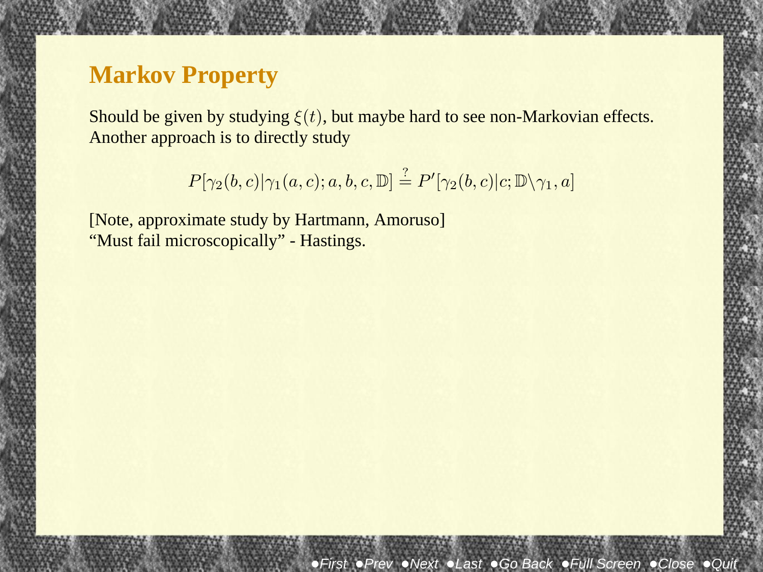# Markov Property

Should be given by studying $\xi(t)$, but maybe hard to see non-Markovian effects. Another approach is to directly study

$$P[\gamma_2(b,c)|\gamma_1(a,c);a,b,c,\mathbb{D}] \stackrel{?}{=} P'[\gamma_2(b,c)|c;\mathbb{D}\backslash\gamma_1,a]$$

[Note, approximate study by Hartmann, Amoruso]
"Must fail microscopically" - Hastings.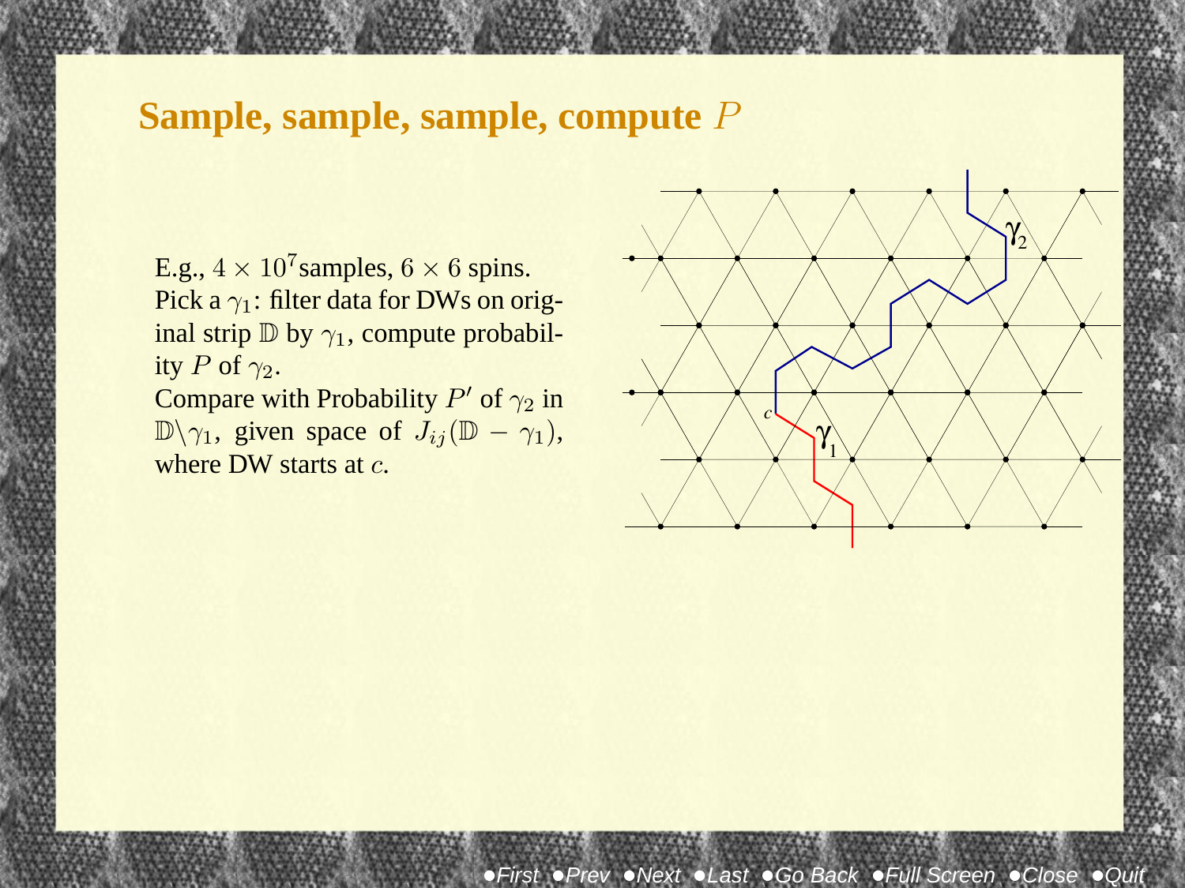## Sample, sample, sample, compute $P$

E.g., $4 \times 10^7$ samples, $6 \times 6$ spins.
Pick a $\gamma_1$: filter data for DWs on original strip $\mathbb{D}$ by $\gamma_1$, compute probability $P$ of $\gamma_2$.
Compare with Probability $P'$ of $\gamma_2$ in $\mathbb{D}\backslash\gamma_1$, given space of $J_{ij}(\mathbb{D} - \gamma_1)$, where DW starts at $c$.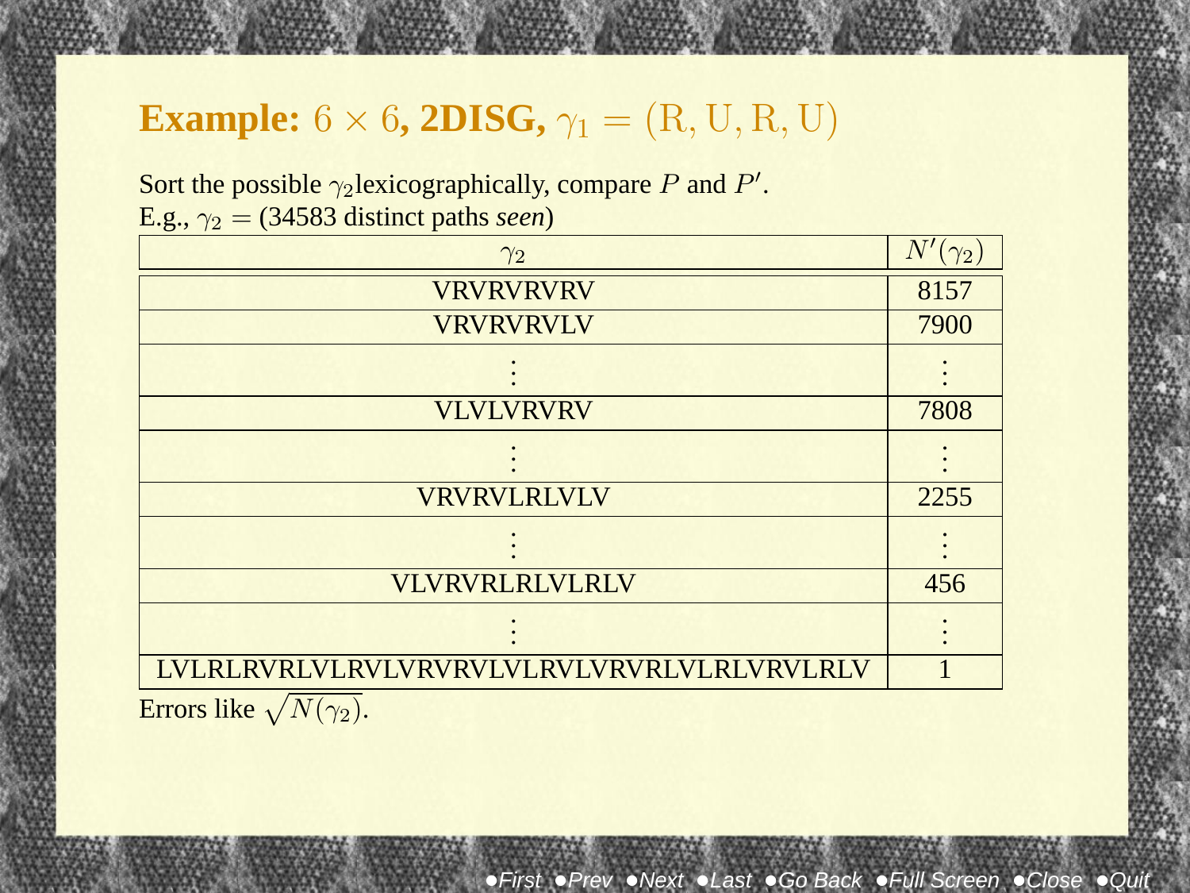## **Example:** $6 \times 6$, **2DISG,** $\gamma_1 = (\mathrm{R}, \mathrm{U}, \mathrm{R}, \mathrm{U})$

Sort the possible $\gamma_2$lexicographically, compare $P$ and $P'$.
E.g., $\gamma_2 =$ (34583 distinct paths *seen*)

| $\gamma_2$ | $N'(\gamma_2)$ |
|---|---|
| VRVRVRVRV | 8157 |
| VRVRVRVLV | 7900 |
| ⋮ | ⋮ |
| VLVLVRVRV | 7808 |
| ⋮ | ⋮ |
| VRVRVLRLVLV | 2255 |
| ⋮ | ⋮ |
| VLVRVRLRLVLRLV | 456 |
| ⋮ | ⋮ |
| LVLRLRVRLVLRVLVRVRVLVLRVLVRVRLVLRLVRVLRLV | 1 |

Errors like $\sqrt{N(\gamma_2)}$.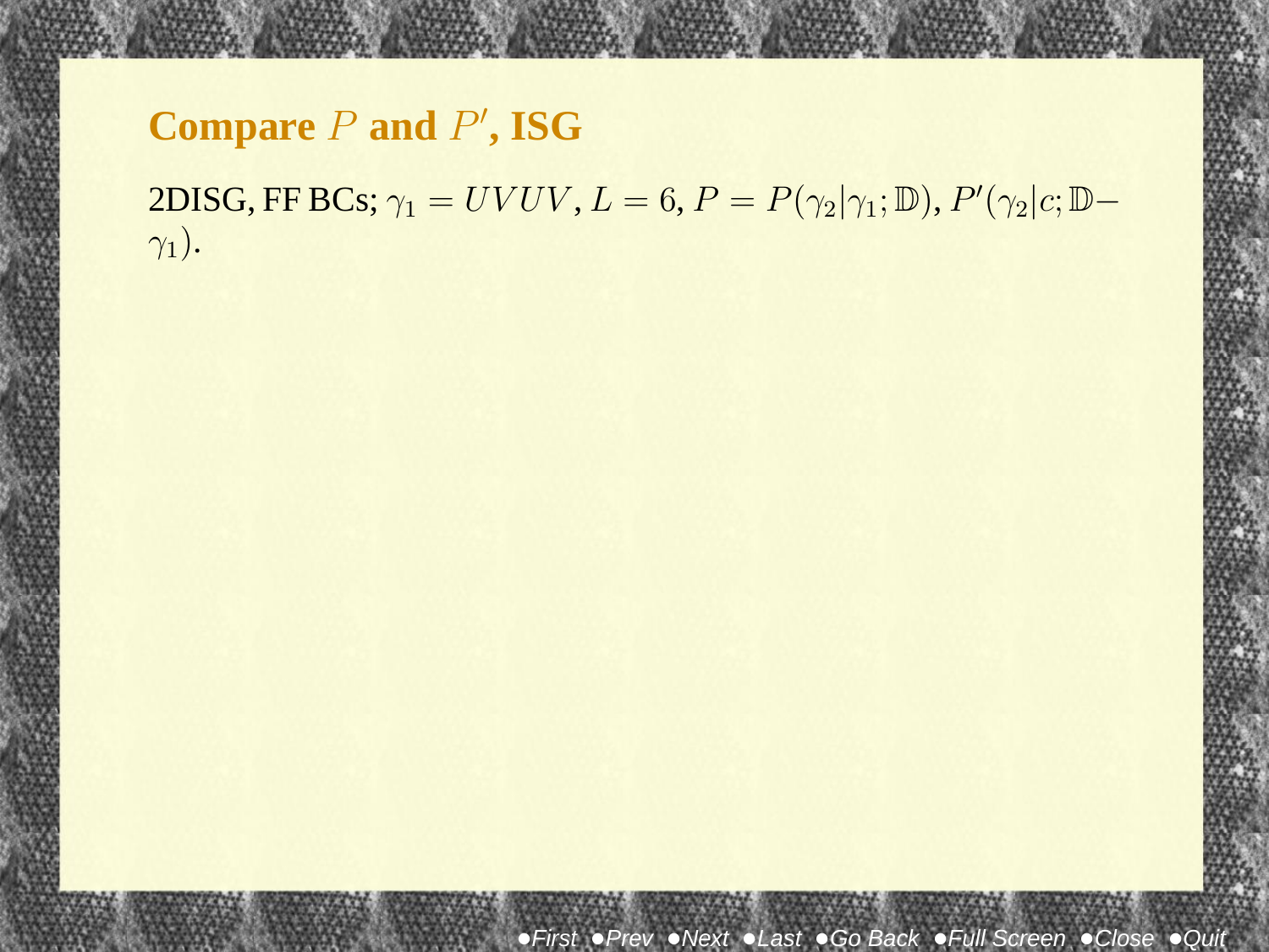# Compare $P$ and $P'$, ISG

2DISG, FF BCs; $\gamma_1 = UVUV$, $L = 6$, $P = P(\gamma_2|\gamma_1; \mathbb{D})$, $P'(\gamma_2|c; \mathbb{D} - \gamma_1)$.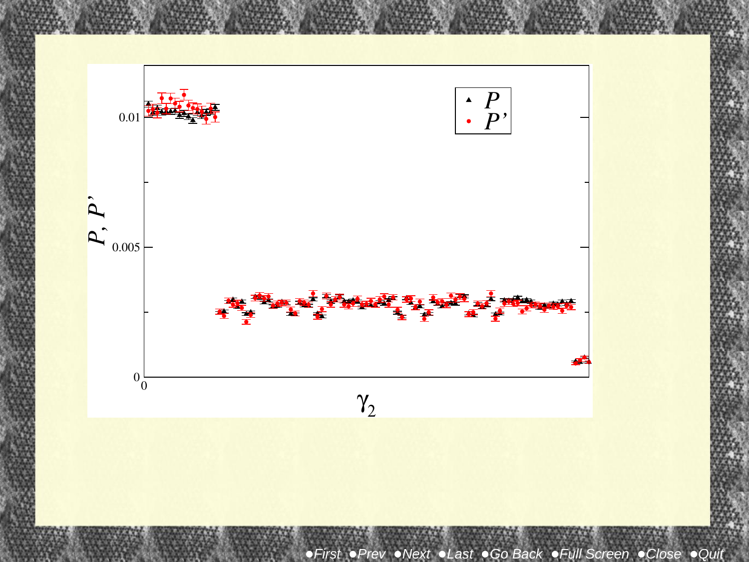$P$, $P'$

$P$

$P'$

0.01

0.005

0

0

$\gamma_2$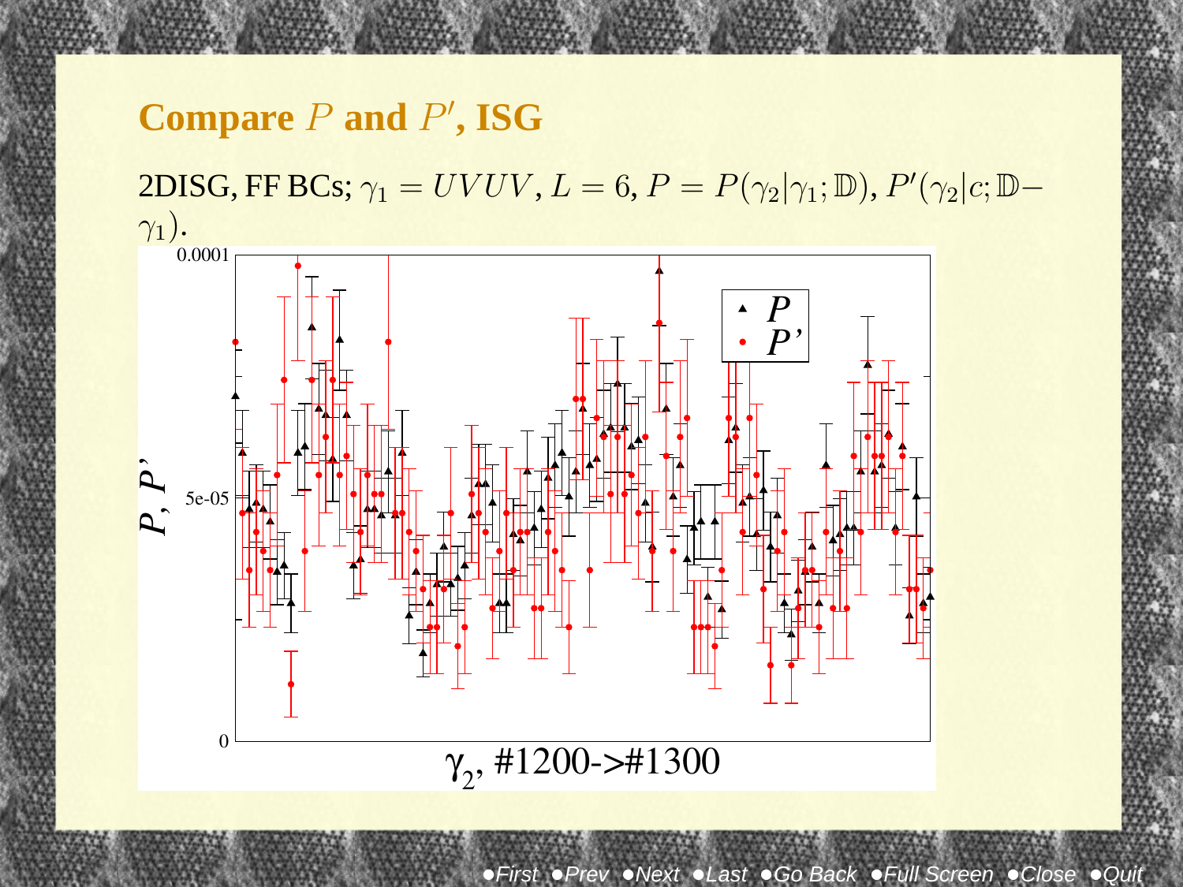## Compare $P$ and $P'$, ISG

2DISG, FF BCs; $\gamma_1 = UVUV$, $L = 6$, $P = P(\gamma_2|\gamma_1; \mathbb{D})$, $P'(\gamma_2|c; \mathbb{D} - \gamma_1)$.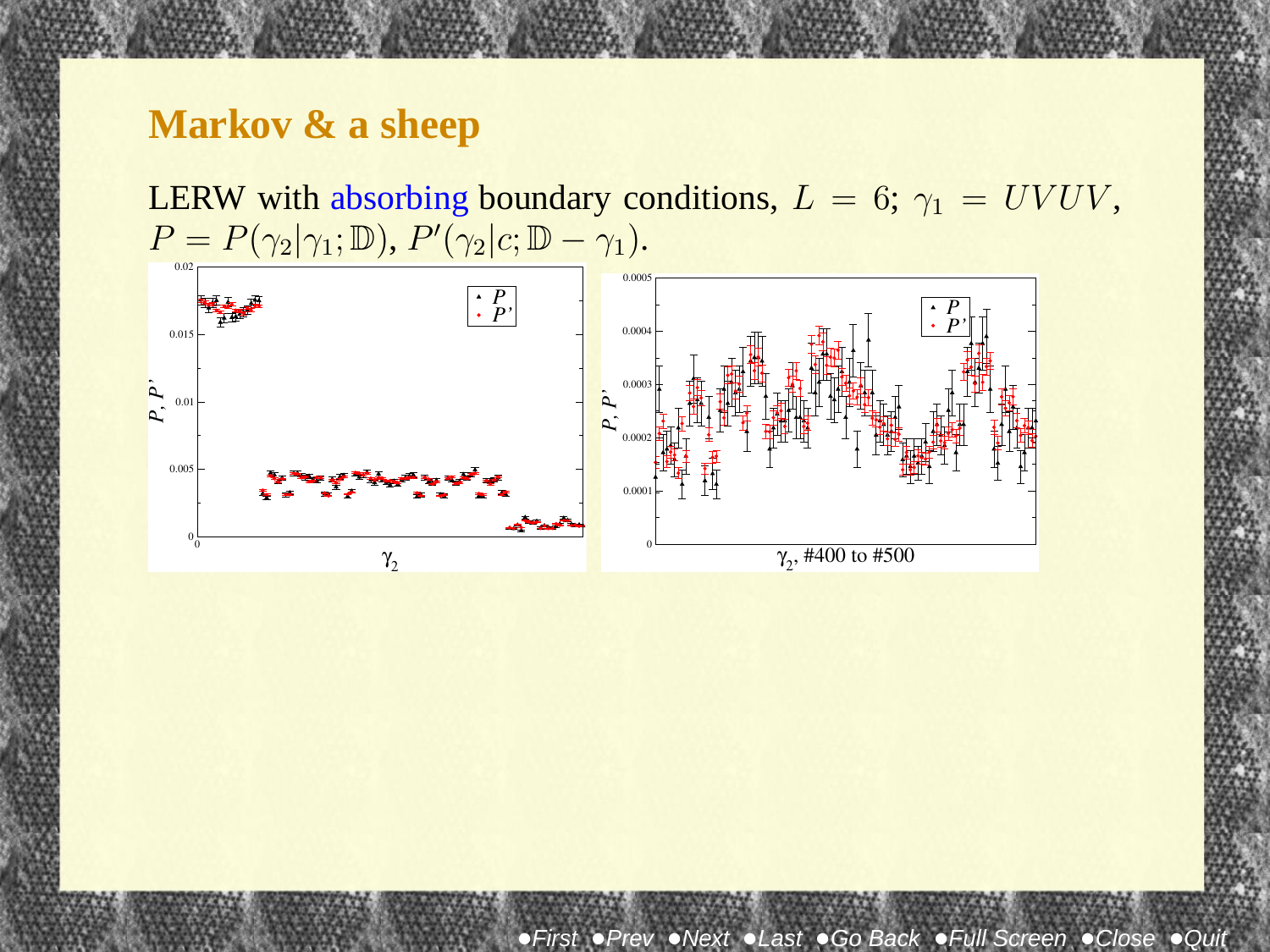## Markov & a sheep

LERW with absorbing boundary conditions, $L = 6$; $\gamma_1 = UVUV$, $P = P(\gamma_2|\gamma_1; \mathbb{D})$, $P'(\gamma_2|c; \mathbb{D} - \gamma_1)$.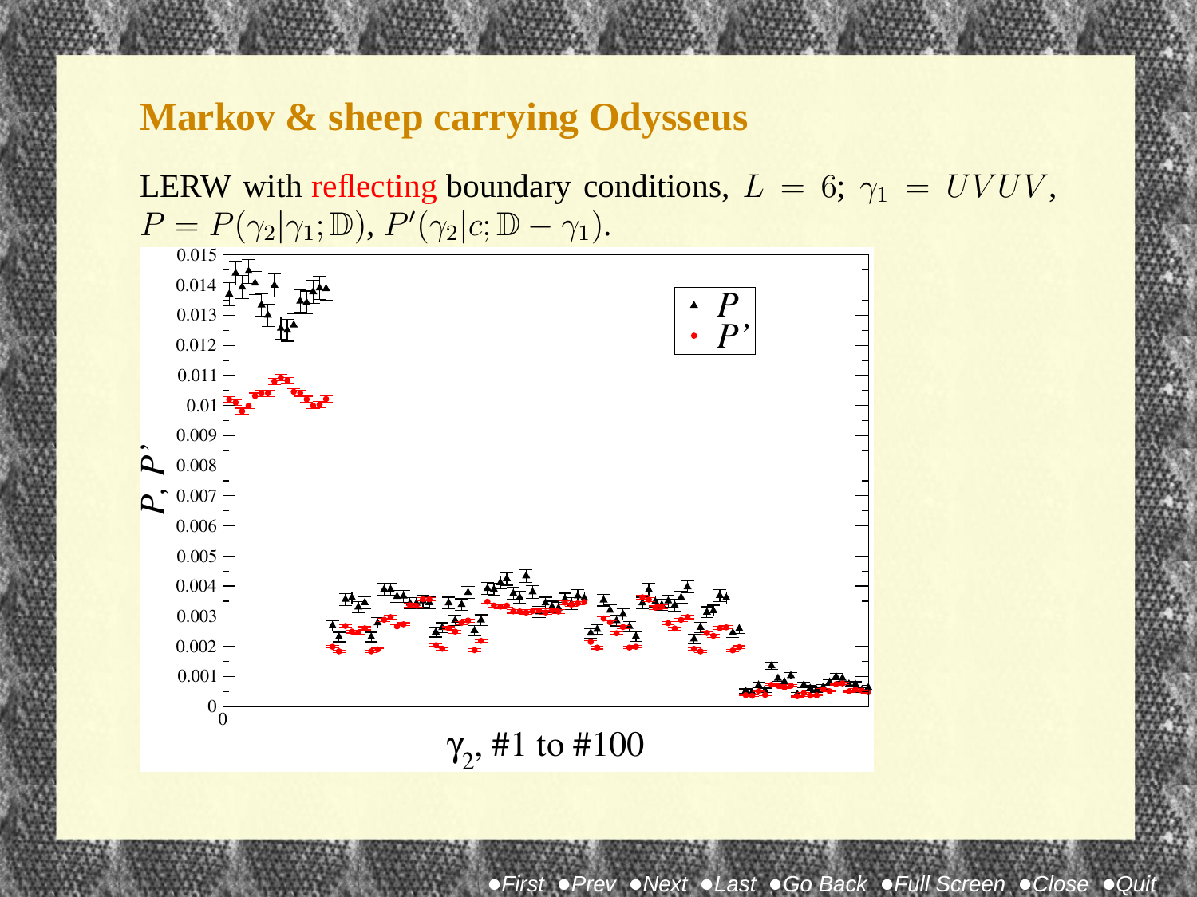## Markov & sheep carrying Odysseus

LERW with reflecting boundary conditions, $L = 6$; $\gamma_1 = UVUV$, $P = P(\gamma_2|\gamma_1; \mathbb{D})$, $P'(\gamma_2|c; \mathbb{D} - \gamma_1)$.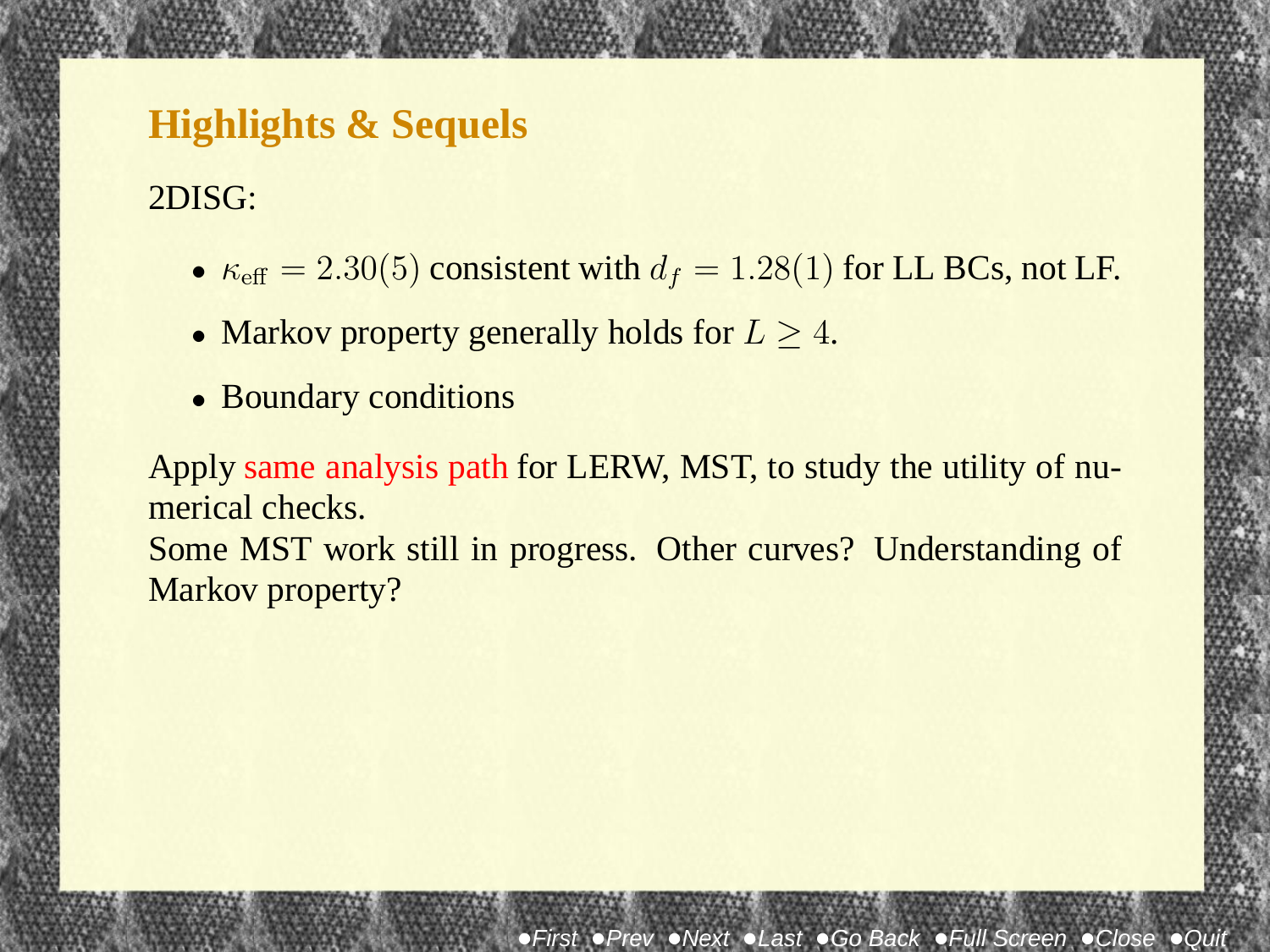# Highlights & Sequels

2DISG:

- $\kappa_{\text{eff}} = 2.30(5)$ consistent with $d_f = 1.28(1)$ for LL BCs, not LF.
- Markov property generally holds for $L \geq 4$.
- Boundary conditions

Apply same analysis path for LERW, MST, to study the utility of numerical checks.
Some MST work still in progress. Other curves? Understanding of Markov property?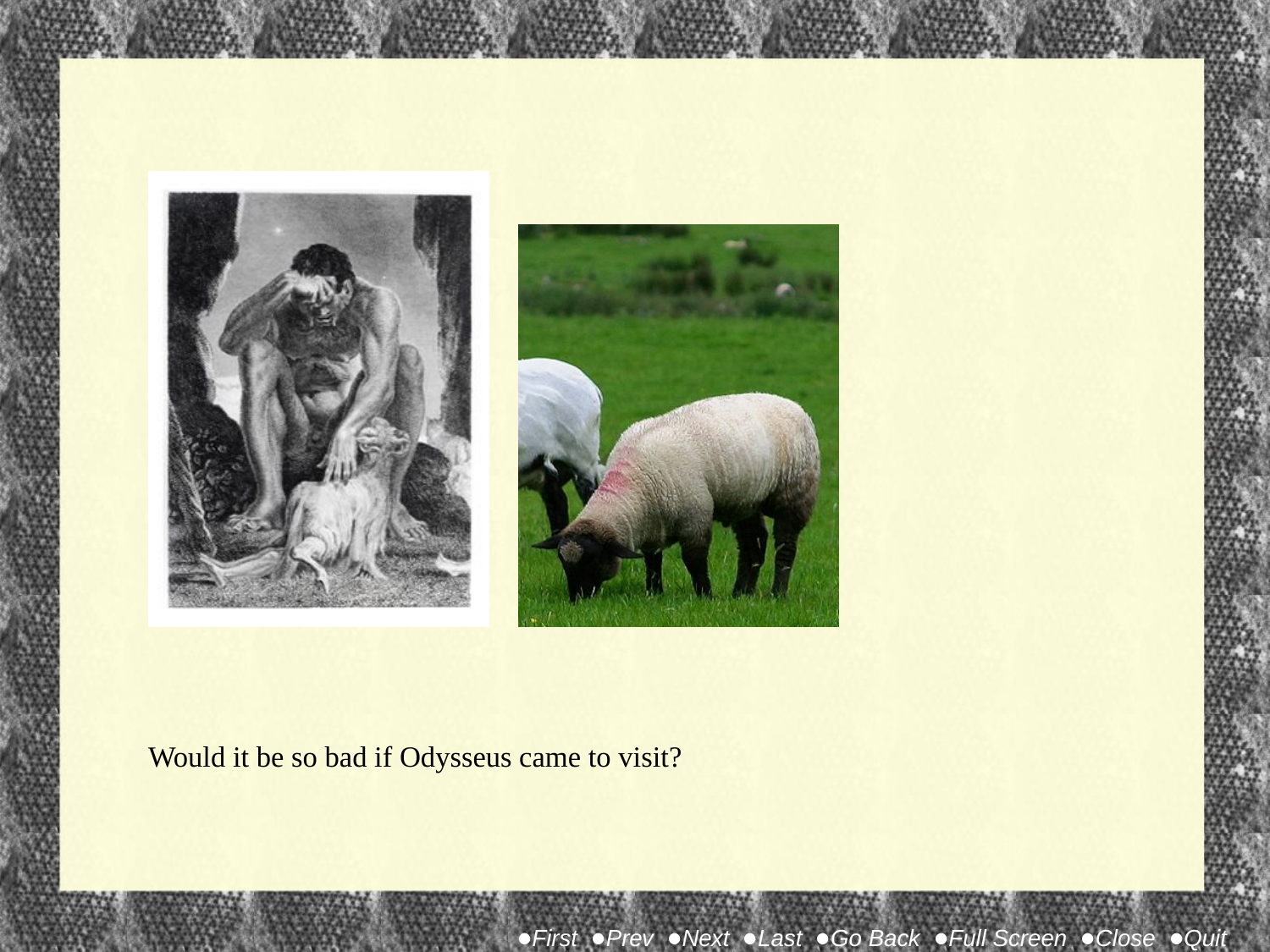Would it be so bad if Odysseus came to visit?